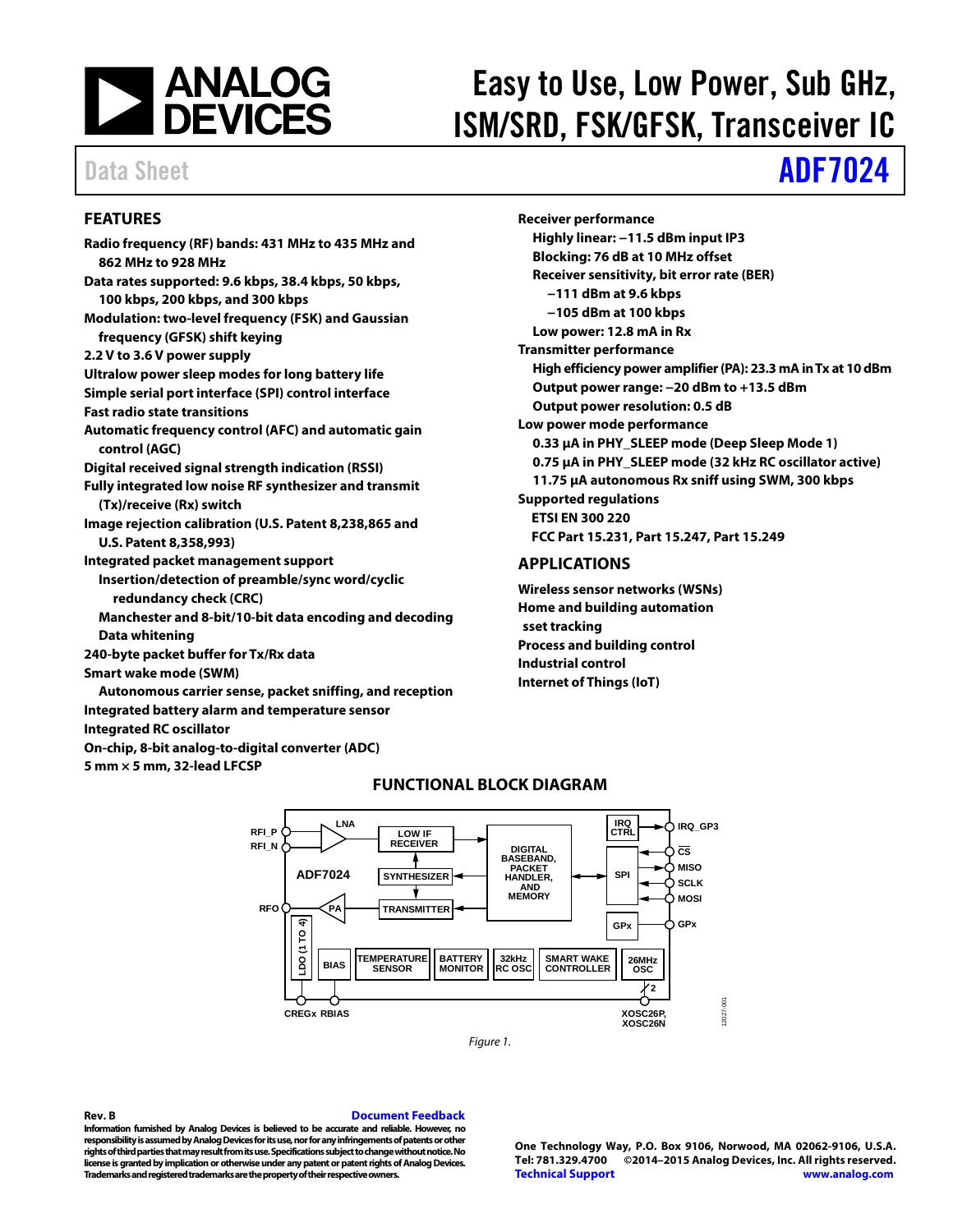# Easy to Use, Low Power, Sub GHz, ISM/SRD, FSK/GFSK, Transceiver IC

Data Sheet **ADF7024**

## FEATURES

- **Radio frequency (RF) bands: 431 MHz to 435 MHz and 862 MHz to 928 MHz**
- **Data rates supported: 9.6 kbps, 38.4 kbps, 50 kbps, 100 kbps, 200 kbps, and 300 kbps**
- **Modulation: two-level frequency (FSK) and Gaussian frequency (GFSK) shift keying**
- **2.2 V to 3.6 V power supply**
- **Ultralow power sleep modes for long battery life**
- **Simple serial port interface (SPI) control interface**
- **Fast radio state transitions**
- **Automatic frequency control (AFC) and automatic gain control (AGC)**
- **Digital received signal strength indication (RSSI)**
- **Fully integrated low noise RF synthesizer and transmit (Tx)/receive (Rx) switch**
- **Image rejection calibration (U.S. Patent 8,238,865 and U.S. Patent 8,358,993)**
- **Integrated packet management support**
  - **Insertion/detection of preamble/sync word/cyclic redundancy check (CRC)**
  - **Manchester and 8-bit/10-bit data encoding and decoding**
  - **Data whitening**
- **240-byte packet buffer for Tx/Rx data**
- **Smart wake mode (SWM)**
  - **Autonomous carrier sense, packet sniffing, and reception**
- **Integrated battery alarm and temperature sensor**
- **Integrated RC oscillator**
- **On-chip, 8-bit analog-to-digital converter (ADC)**
- **5 mm × 5 mm, 32-lead LFCSP**
- **Receiver performance**
  - **Highly linear: −11.5 dBm input IP3**
  - **Blocking: 76 dB at 10 MHz offset**
  - **Receiver sensitivity, bit error rate (BER)**
    - **−111 dBm at 9.6 kbps**
    - **−105 dBm at 100 kbps**
  - **Low power: 12.8 mA in Rx**
- **Transmitter performance**
  - **High efficiency power amplifier (PA): 23.3 mA in Tx at 10 dBm**
  - **Output power range: −20 dBm to +13.5 dBm**
  - **Output power resolution: 0.5 dB**
- **Low power mode performance**
  - **0.33 µA in PHY_SLEEP mode (Deep Sleep Mode 1)**
  - **0.75 µA in PHY_SLEEP mode (32 kHz RC oscillator active)**
  - **11.75 µA autonomous Rx sniff using SWM, 300 kbps**
- **Supported regulations**
  - **ETSI EN 300 220**
  - **FCC Part 15.231, Part 15.247, Part 15.249**

## APPLICATIONS

- **Wireless sensor networks (WSNs)**
- **Home and building automation**
- **sset tracking**
- **Process and building control**
- **Industrial control**
- **Internet of Things (IoT)**

## FUNCTIONAL BLOCK DIAGRAM

*Figure 1.*

**Rev. B** Document Feedback

**Information furnished by Analog Devices is believed to be accurate and reliable. However, no responsibility is assumed by Analog Devices for its use, nor for any infringements of patents or other rights of third parties that may result from its use. Specifications subject to change without notice. No license is granted by implication or otherwise under any patent or patent rights of Analog Devices. Trademarks and registered trademarks are the property of their respective owners.**

**One Technology Way, P.O. Box 9106, Norwood, MA 02062-9106, U.S.A.**
**Tel: 781.329.4700 ©2014–2015 Analog Devices, Inc. All rights reserved.**
Technical Support www.analog.com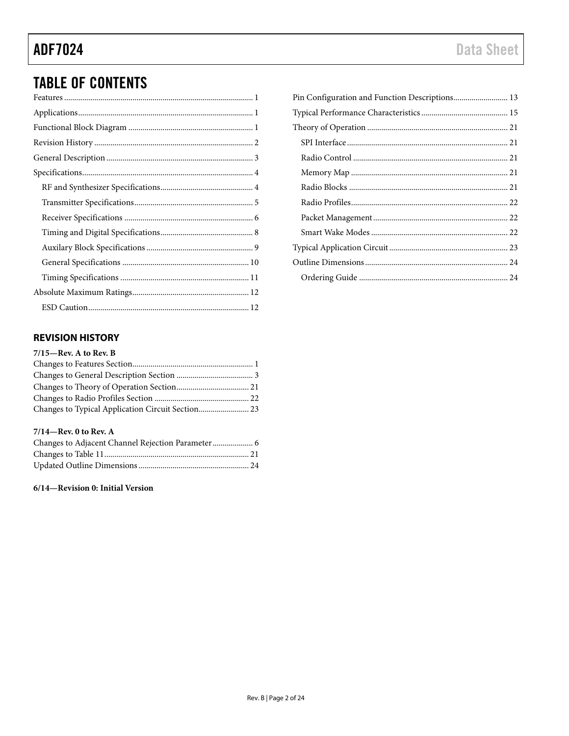## TABLE OF CONTENTS

Features ............................................................................................ 1
Applications....................................................................................... 1
Functional Block Diagram .............................................................. 1
Revision History ............................................................................... 2
General Description ......................................................................... 3
Specifications..................................................................................... 4
  RF and Synthesizer Specifications.............................................. 4
  Transmitter Specifications........................................................... 5
  Receiver Specifications ................................................................ 6
  Timing and Digital Specifications.............................................. 8
  Auxilary Block Specifications ..................................................... 9
  General Specifications ............................................................... 10
  Timing Specifications ................................................................ 11
Absolute Maximum Ratings.......................................................... 12
  ESD Caution................................................................................ 12
Pin Configuration and Function Descriptions........................... 13
Typical Performance Characteristics ........................................... 15
Theory of Operation ...................................................................... 21
  SPI Interface................................................................................ 21
  Radio Control ............................................................................. 21
  Memory Map .............................................................................. 21
  Radio Blocks ............................................................................... 21
  Radio Profiles.............................................................................. 22
  Packet Management................................................................... 22
  Smart Wake Modes .................................................................... 22
Typical Application Circuit........................................................... 23
Outline Dimensions ....................................................................... 24
  Ordering Guide .......................................................................... 24

### REVISION HISTORY

**7/15—Rev. A to Rev. B**

Changes to Features Section............................................................ 1
Changes to General Description Section ...................................... 3
Changes to Theory of Operation Section.................................... 21
Changes to Radio Profiles Section ............................................... 22
Changes to Typical Application Circuit Section......................... 23

**7/14—Rev. 0 to Rev. A**

Changes to Adjacent Channel Rejection Parameter .................... 6
Changes to Table 11........................................................................ 21
Updated Outline Dimensions ....................................................... 24

**6/14—Revision 0: Initial Version**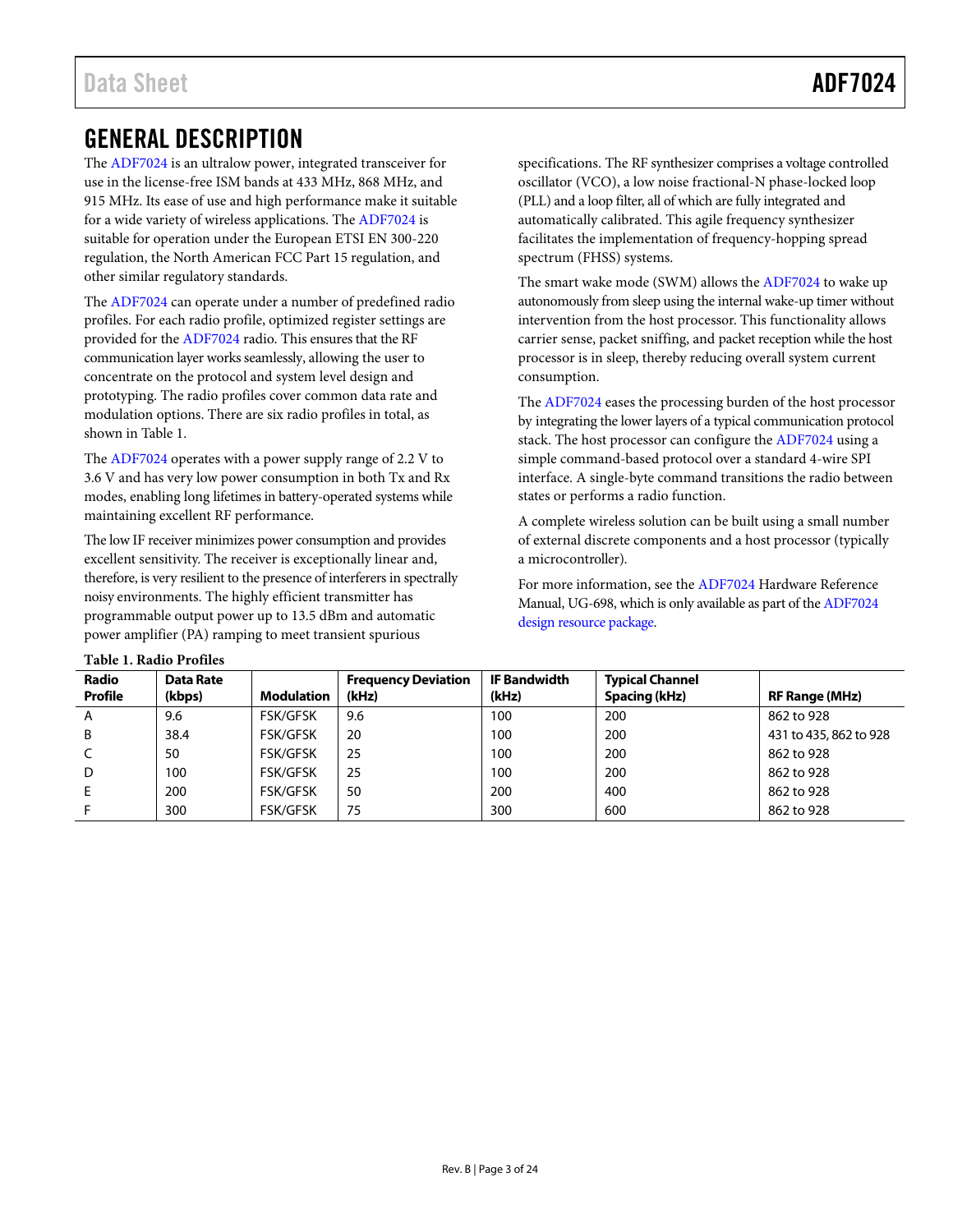# GENERAL DESCRIPTION

The ADF7024 is an ultralow power, integrated transceiver for use in the license-free ISM bands at 433 MHz, 868 MHz, and 915 MHz. Its ease of use and high performance make it suitable for a wide variety of wireless applications. The ADF7024 is suitable for operation under the European ETSI EN 300-220 regulation, the North American FCC Part 15 regulation, and other similar regulatory standards.

The ADF7024 can operate under a number of predefined radio profiles. For each radio profile, optimized register settings are provided for the ADF7024 radio. This ensures that the RF communication layer works seamlessly, allowing the user to concentrate on the protocol and system level design and prototyping. The radio profiles cover common data rate and modulation options. There are six radio profiles in total, as shown in Table 1.

The ADF7024 operates with a power supply range of 2.2 V to 3.6 V and has very low power consumption in both Tx and Rx modes, enabling long lifetimes in battery-operated systems while maintaining excellent RF performance.

The low IF receiver minimizes power consumption and provides excellent sensitivity. The receiver is exceptionally linear and, therefore, is very resilient to the presence of interferers in spectrally noisy environments. The highly efficient transmitter has programmable output power up to 13.5 dBm and automatic power amplifier (PA) ramping to meet transient spurious specifications. The RF synthesizer comprises a voltage controlled oscillator (VCO), a low noise fractional-N phase-locked loop (PLL) and a loop filter, all of which are fully integrated and automatically calibrated. This agile frequency synthesizer facilitates the implementation of frequency-hopping spread spectrum (FHSS) systems.

The smart wake mode (SWM) allows the ADF7024 to wake up autonomously from sleep using the internal wake-up timer without intervention from the host processor. This functionality allows carrier sense, packet sniffing, and packet reception while the host processor is in sleep, thereby reducing overall system current consumption.

The ADF7024 eases the processing burden of the host processor by integrating the lower layers of a typical communication protocol stack. The host processor can configure the ADF7024 using a simple command-based protocol over a standard 4-wire SPI interface. A single-byte command transitions the radio between states or performs a radio function.

A complete wireless solution can be built using a small number of external discrete components and a host processor (typically a microcontroller).

For more information, see the ADF7024 Hardware Reference Manual, UG-698, which is only available as part of the ADF7024 design resource package.

**Table 1. Radio Profiles**

| Radio Profile | Data Rate (kbps) | Modulation | Frequency Deviation (kHz) | IF Bandwidth (kHz) | Typical Channel Spacing (kHz) | RF Range (MHz) |
|---|---|---|---|---|---|---|
| A | 9.6 | FSK/GFSK | 9.6 | 100 | 200 | 862 to 928 |
| B | 38.4 | FSK/GFSK | 20 | 100 | 200 | 431 to 435, 862 to 928 |
| C | 50 | FSK/GFSK | 25 | 100 | 200 | 862 to 928 |
| D | 100 | FSK/GFSK | 25 | 100 | 200 | 862 to 928 |
| E | 200 | FSK/GFSK | 50 | 200 | 400 | 862 to 928 |
| F | 300 | FSK/GFSK | 75 | 300 | 600 | 862 to 928 |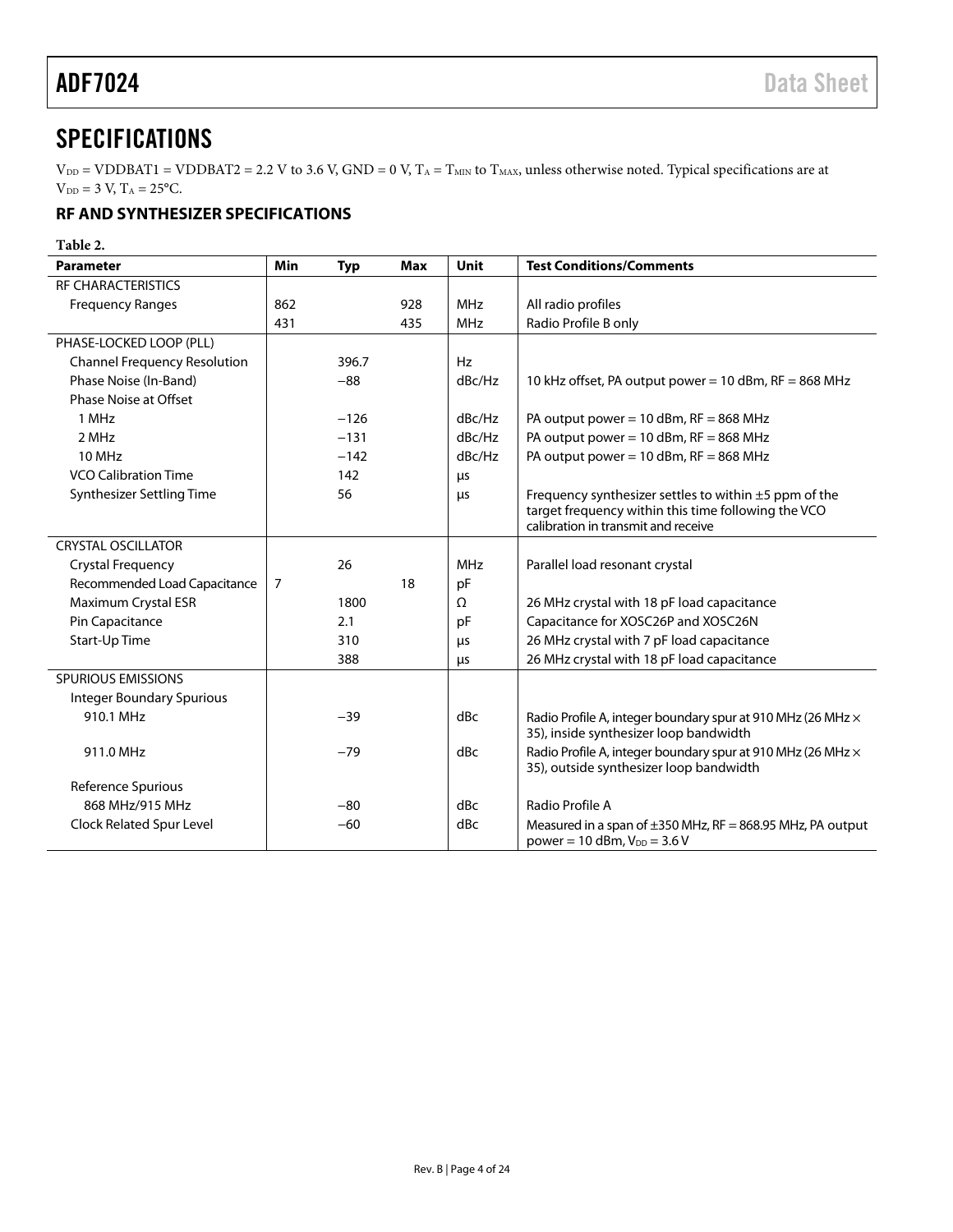# SPECIFICATIONS

$V_{DD}$ = VDDBAT1 = VDDBAT2 = 2.2 V to 3.6 V, GND = 0 V, $T_A$ = $T_{MIN}$ to $T_{MAX}$, unless otherwise noted. Typical specifications are at $V_{DD}$ = 3 V, $T_A$ = 25°C.

## RF AND SYNTHESIZER SPECIFICATIONS

**Table 2.**

| Parameter | Min | Typ | Max | Unit | Test Conditions/Comments |
|---|---|---|---|---|---|
| RF CHARACTERISTICS | | | | | |
| Frequency Ranges | 862 | | 928 | MHz | All radio profiles |
| | 431 | | 435 | MHz | Radio Profile B only |
| PHASE-LOCKED LOOP (PLL) | | | | | |
| Channel Frequency Resolution | | 396.7 | | Hz | |
| Phase Noise (In-Band) | | −88 | | dBc/Hz | 10 kHz offset, PA output power = 10 dBm, RF = 868 MHz |
| Phase Noise at Offset | | | | | |
| 1 MHz | | −126 | | dBc/Hz | PA output power = 10 dBm, RF = 868 MHz |
| 2 MHz | | −131 | | dBc/Hz | PA output power = 10 dBm, RF = 868 MHz |
| 10 MHz | | −142 | | dBc/Hz | PA output power = 10 dBm, RF = 868 MHz |
| VCO Calibration Time | | 142 | | μs | |
| Synthesizer Settling Time | | 56 | | μs | Frequency synthesizer settles to within ±5 ppm of the target frequency within this time following the VCO calibration in transmit and receive |
| CRYSTAL OSCILLATOR | | | | | |
| Crystal Frequency | | 26 | | MHz | Parallel load resonant crystal |
| Recommended Load Capacitance | 7 | | 18 | pF | |
| Maximum Crystal ESR | | 1800 | | Ω | 26 MHz crystal with 18 pF load capacitance |
| Pin Capacitance | | 2.1 | | pF | Capacitance for XOSC26P and XOSC26N |
| Start-Up Time | | 310 | | μs | 26 MHz crystal with 7 pF load capacitance |
| | | 388 | | μs | 26 MHz crystal with 18 pF load capacitance |
| SPURIOUS EMISSIONS | | | | | |
| Integer Boundary Spurious | | | | | |
| 910.1 MHz | | −39 | | dBc | Radio Profile A, integer boundary spur at 910 MHz (26 MHz × 35), inside synthesizer loop bandwidth |
| 911.0 MHz | | −79 | | dBc | Radio Profile A, integer boundary spur at 910 MHz (26 MHz × 35), outside synthesizer loop bandwidth |
| Reference Spurious | | | | | |
| 868 MHz/915 MHz | | −80 | | dBc | Radio Profile A |
| Clock Related Spur Level | | −60 | | dBc | Measured in a span of ±350 MHz, RF = 868.95 MHz, PA output power = 10 dBm, $V_{DD}$ = 3.6 V |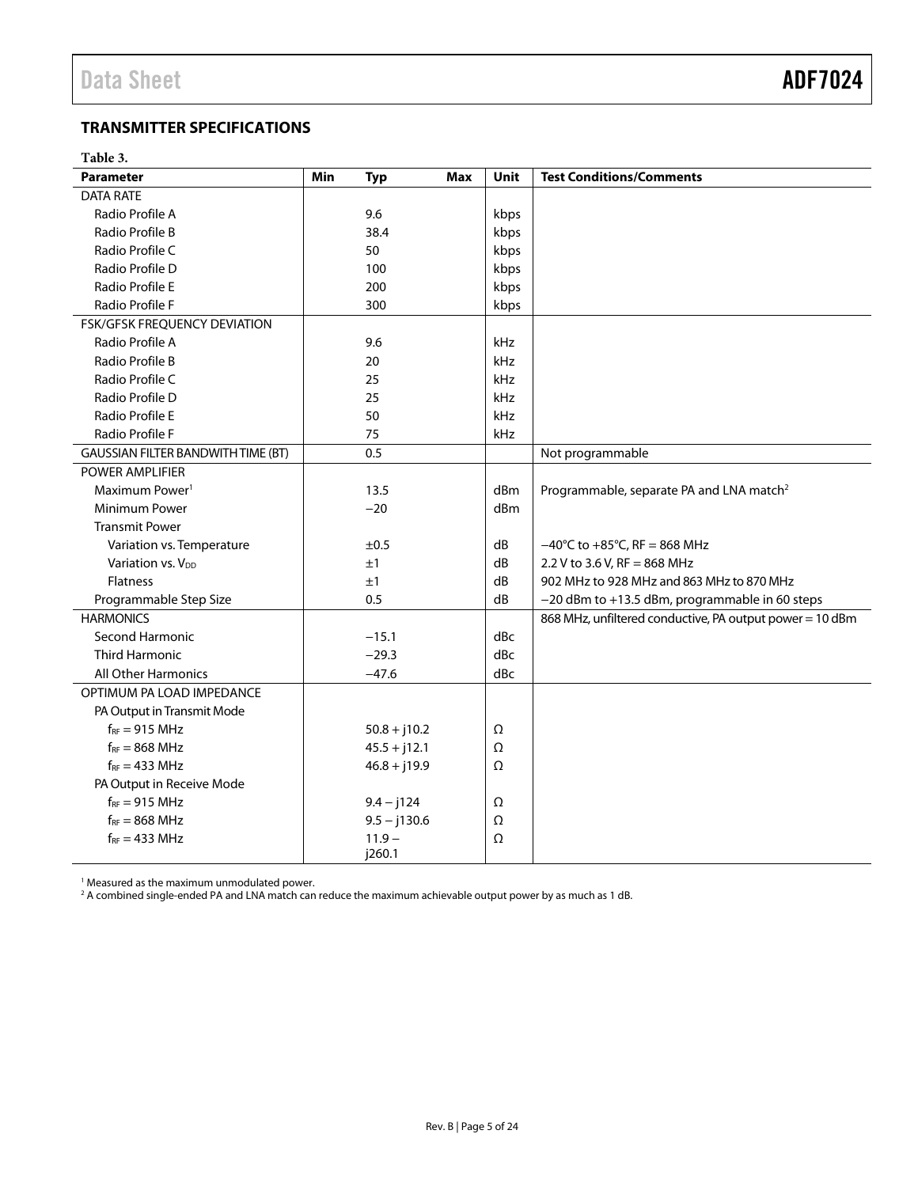## TRANSMITTER SPECIFICATIONS

**Table 3.**

| Parameter | Min | Typ | Max | Unit | Test Conditions/Comments |
|---|---|---|---|---|---|
| DATA RATE | | | | | |
| Radio Profile A | | 9.6 | | kbps | |
| Radio Profile B | | 38.4 | | kbps | |
| Radio Profile C | | 50 | | kbps | |
| Radio Profile D | | 100 | | kbps | |
| Radio Profile E | | 200 | | kbps | |
| Radio Profile F | | 300 | | kbps | |
| FSK/GFSK FREQUENCY DEVIATION | | | | | |
| Radio Profile A | | 9.6 | | kHz | |
| Radio Profile B | | 20 | | kHz | |
| Radio Profile C | | 25 | | kHz | |
| Radio Profile D | | 25 | | kHz | |
| Radio Profile E | | 50 | | kHz | |
| Radio Profile F | | 75 | | kHz | |
| GAUSSIAN FILTER BANDWIDTH TIME (BT) | | 0.5 | | | Not programmable |
| POWER AMPLIFIER | | | | | |
| Maximum Power[1] | | 13.5 | | dBm | Programmable, separate PA and LNA match[2] |
| Minimum Power | | −20 | | dBm | |
| Transmit Power | | | | | |
| Variation vs. Temperature | | ±0.5 | | dB | −40°C to +85°C, RF = 868 MHz |
| Variation vs. $V_{DD}$ | | ±1 | | dB | 2.2 V to 3.6 V, RF = 868 MHz |
| Flatness | | ±1 | | dB | 902 MHz to 928 MHz and 863 MHz to 870 MHz |
| Programmable Step Size | | 0.5 | | dB | −20 dBm to +13.5 dBm, programmable in 60 steps |
| HARMONICS | | | | | 868 MHz, unfiltered conductive, PA output power = 10 dBm |
| Second Harmonic | | −15.1 | | dBc | |
| Third Harmonic | | −29.3 | | dBc | |
| All Other Harmonics | | −47.6 | | dBc | |
| OPTIMUM PA LOAD IMPEDANCE | | | | | |
| PA Output in Transmit Mode | | | | | |
| $f_{RF}$ = 915 MHz | | 50.8 + j10.2 | | Ω | |
| $f_{RF}$ = 868 MHz | | 45.5 + j12.1 | | Ω | |
| $f_{RF}$ = 433 MHz | | 46.8 + j19.9 | | Ω | |
| PA Output in Receive Mode | | | | | |
| $f_{RF}$ = 915 MHz | | 9.4 − j124 | | Ω | |
| $f_{RF}$ = 868 MHz | | 9.5 − j130.6 | | Ω | |
| $f_{RF}$ = 433 MHz | | 11.9 − j260.1 | | Ω | |

[1] Measured as the maximum unmodulated power.
[2] A combined single-ended PA and LNA match can reduce the maximum achievable output power by as much as 1 dB.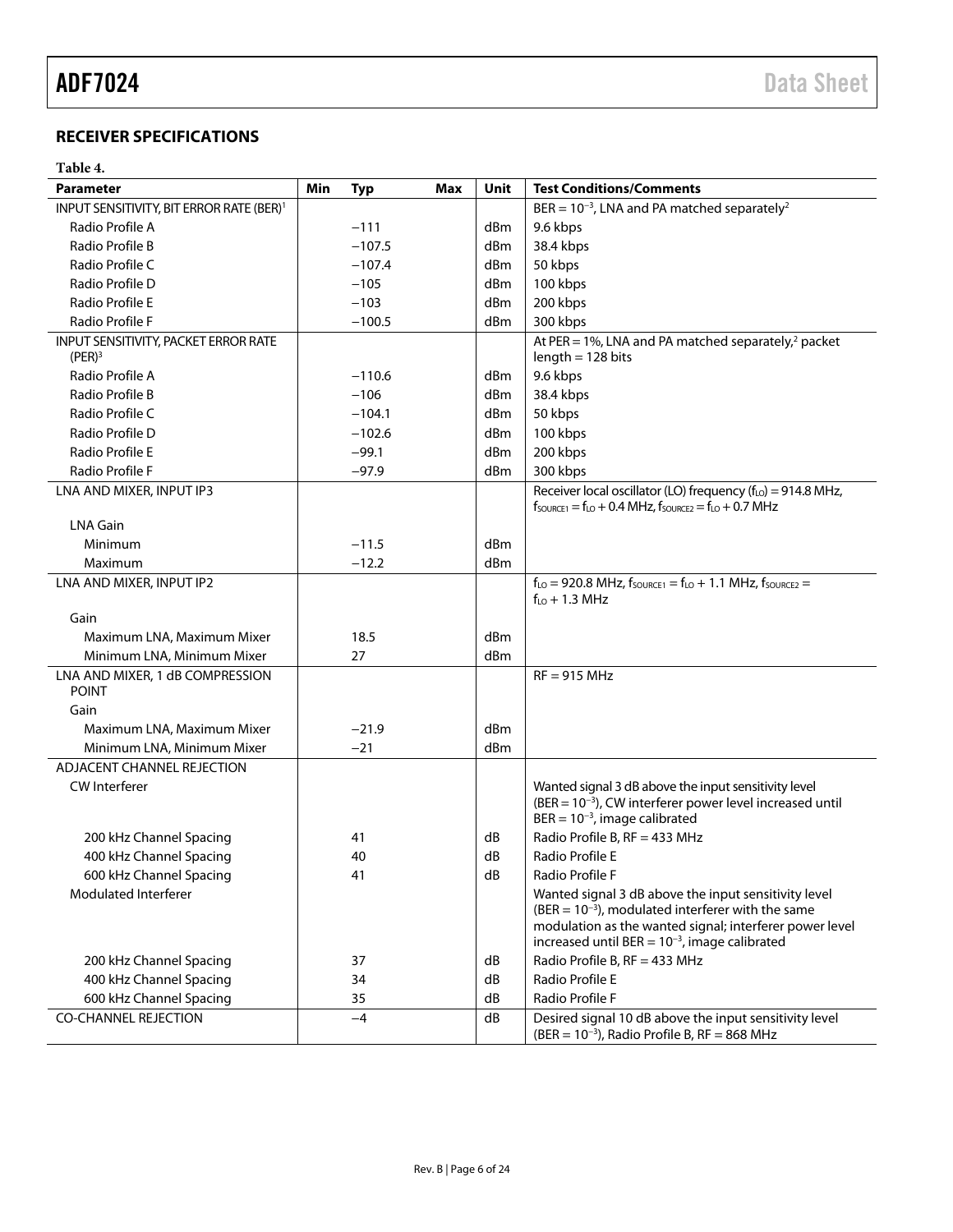## RECEIVER SPECIFICATIONS

**Table 4.**

| Parameter | Min | Typ | Max | Unit | Test Conditions/Comments |
|---|---|---|---|---|---|
| INPUT SENSITIVITY, BIT ERROR RATE (BER)[1] | | | | | BER = $10^{-3}$, LNA and PA matched separately[2] |
| Radio Profile A | | −111 | | dBm | 9.6 kbps |
| Radio Profile B | | −107.5 | | dBm | 38.4 kbps |
| Radio Profile C | | −107.4 | | dBm | 50 kbps |
| Radio Profile D | | −105 | | dBm | 100 kbps |
| Radio Profile E | | −103 | | dBm | 200 kbps |
| Radio Profile F | | −100.5 | | dBm | 300 kbps |
| INPUT SENSITIVITY, PACKET ERROR RATE (PER)[3] | | | | | At PER = 1%, LNA and PA matched separately,[2] packet length = 128 bits |
| Radio Profile A | | −110.6 | | dBm | 9.6 kbps |
| Radio Profile B | | −106 | | dBm | 38.4 kbps |
| Radio Profile C | | −104.1 | | dBm | 50 kbps |
| Radio Profile D | | −102.6 | | dBm | 100 kbps |
| Radio Profile E | | −99.1 | | dBm | 200 kbps |
| Radio Profile F | | −97.9 | | dBm | 300 kbps |
| LNA AND MIXER, INPUT IP3 | | | | | Receiver local oscillator (LO) frequency ($f_{LO}$) = 914.8 MHz, $f_{SOURCE1}$ = $f_{LO}$ + 0.4 MHz, $f_{SOURCE2}$ = $f_{LO}$ + 0.7 MHz |
| LNA Gain | | | | | |
| Minimum | | −11.5 | | dBm | |
| Maximum | | −12.2 | | dBm | |
| LNA AND MIXER, INPUT IP2 | | | | | $f_{LO}$ = 920.8 MHz, $f_{SOURCE1}$ = $f_{LO}$ + 1.1 MHz, $f_{SOURCE2}$ = $f_{LO}$ + 1.3 MHz |
| Gain | | | | | |
| Maximum LNA, Maximum Mixer | | 18.5 | | dBm | |
| Minimum LNA, Minimum Mixer | | 27 | | dBm | |
| LNA AND MIXER, 1 dB COMPRESSION POINT | | | | | RF = 915 MHz |
| Gain | | | | | |
| Maximum LNA, Maximum Mixer | | −21.9 | | dBm | |
| Minimum LNA, Minimum Mixer | | −21 | | dBm | |
| ADJACENT CHANNEL REJECTION | | | | | |
| CW Interferer | | | | | Wanted signal 3 dB above the input sensitivity level (BER = $10^{-3}$), CW interferer power level increased until BER = $10^{-3}$, image calibrated |
| 200 kHz Channel Spacing | | 41 | | dB | Radio Profile B, RF = 433 MHz |
| 400 kHz Channel Spacing | | 40 | | dB | Radio Profile E |
| 600 kHz Channel Spacing | | 41 | | dB | Radio Profile F |
| Modulated Interferer | | | | | Wanted signal 3 dB above the input sensitivity level (BER = $10^{-3}$), modulated interferer with the same modulation as the wanted signal; interferer power level increased until BER = $10^{-3}$, image calibrated |
| 200 kHz Channel Spacing | | 37 | | dB | Radio Profile B, RF = 433 MHz |
| 400 kHz Channel Spacing | | 34 | | dB | Radio Profile E |
| 600 kHz Channel Spacing | | 35 | | dB | Radio Profile F |
| CO-CHANNEL REJECTION | | −4 | | dB | Desired signal 10 dB above the input sensitivity level (BER = $10^{-3}$), Radio Profile B, RF = 868 MHz |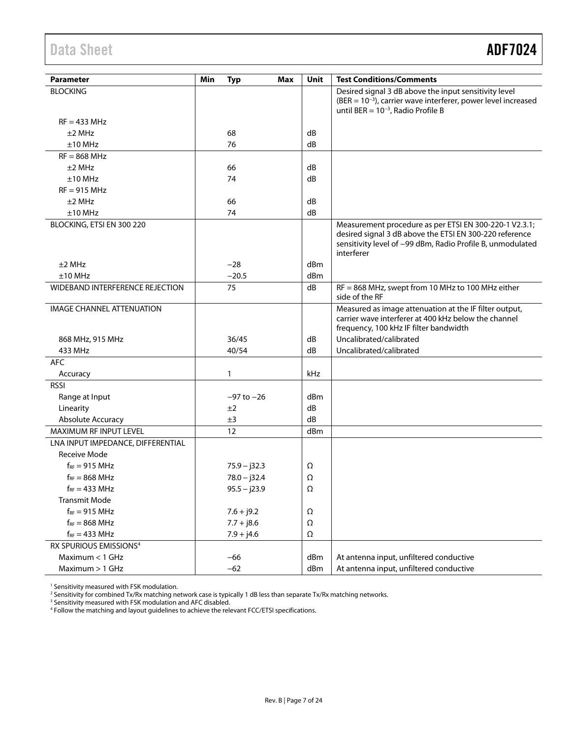| Parameter | Min | Typ | Max | Unit | Test Conditions/Comments |
|---|---|---|---|---|---|
| BLOCKING | | | | | Desired signal 3 dB above the input sensitivity level (BER = $10^{-3}$), carrier wave interferer, power level increased until BER = $10^{-3}$, Radio Profile B |
| RF = 433 MHz | | | | | |
| ±2 MHz | | 68 | | dB | |
| ±10 MHz | | 76 | | dB | |
| RF = 868 MHz | | | | | |
| ±2 MHz | | 66 | | dB | |
| ±10 MHz | | 74 | | dB | |
| RF = 915 MHz | | | | | |
| ±2 MHz | | 66 | | dB | |
| ±10 MHz | | 74 | | dB | |
| BLOCKING, ETSI EN 300 220 | | | | | Measurement procedure as per ETSI EN 300-220-1 V2.3.1; desired signal 3 dB above the ETSI EN 300-220 reference sensitivity level of −99 dBm, Radio Profile B, unmodulated interferer |
| ±2 MHz | | −28 | | dBm | |
| ±10 MHz | | −20.5 | | dBm | |
| WIDEBAND INTERFERENCE REJECTION | | 75 | | dB | RF = 868 MHz, swept from 10 MHz to 100 MHz either side of the RF |
| IMAGE CHANNEL ATTENUATION | | | | | Measured as image attenuation at the IF filter output, carrier wave interferer at 400 kHz below the channel frequency, 100 kHz IF filter bandwidth |
| 868 MHz, 915 MHz | | 36/45 | | dB | Uncalibrated/calibrated |
| 433 MHz | | 40/54 | | dB | Uncalibrated/calibrated |
| AFC | | | | | |
| Accuracy | | 1 | | kHz | |
| RSSI | | | | | |
| Range at Input | | −97 to −26 | | dBm | |
| Linearity | | ±2 | | dB | |
| Absolute Accuracy | | ±3 | | dB | |
| MAXIMUM RF INPUT LEVEL | | 12 | | dBm | |
| LNA INPUT IMPEDANCE, DIFFERENTIAL | | | | | |
| Receive Mode | | | | | |
| $f_{RF}$ = 915 MHz | | 75.9 − j32.3 | | Ω | |
| $f_{RF}$ = 868 MHz | | 78.0 − j32.4 | | Ω | |
| $f_{RF}$ = 433 MHz | | 95.5 − j23.9 | | Ω | |
| Transmit Mode | | | | | |
| $f_{RF}$ = 915 MHz | | 7.6 + j9.2 | | Ω | |
| $f_{RF}$ = 868 MHz | | 7.7 + j8.6 | | Ω | |
| $f_{RF}$ = 433 MHz | | 7.9 + j4.6 | | Ω | |
| RX SPURIOUS EMISSIONS[4] | | | | | |
| Maximum < 1 GHz | | −66 | | dBm | At antenna input, unfiltered conductive |
| Maximum > 1 GHz | | −62 | | dBm | At antenna input, unfiltered conductive |

[1] Sensitivity measured with FSK modulation.
[2] Sensitivity for combined Tx/Rx matching network case is typically 1 dB less than separate Tx/Rx matching networks.
[3] Sensitivity measured with FSK modulation and AFC disabled.
[4] Follow the matching and layout guidelines to achieve the relevant FCC/ETSI specifications.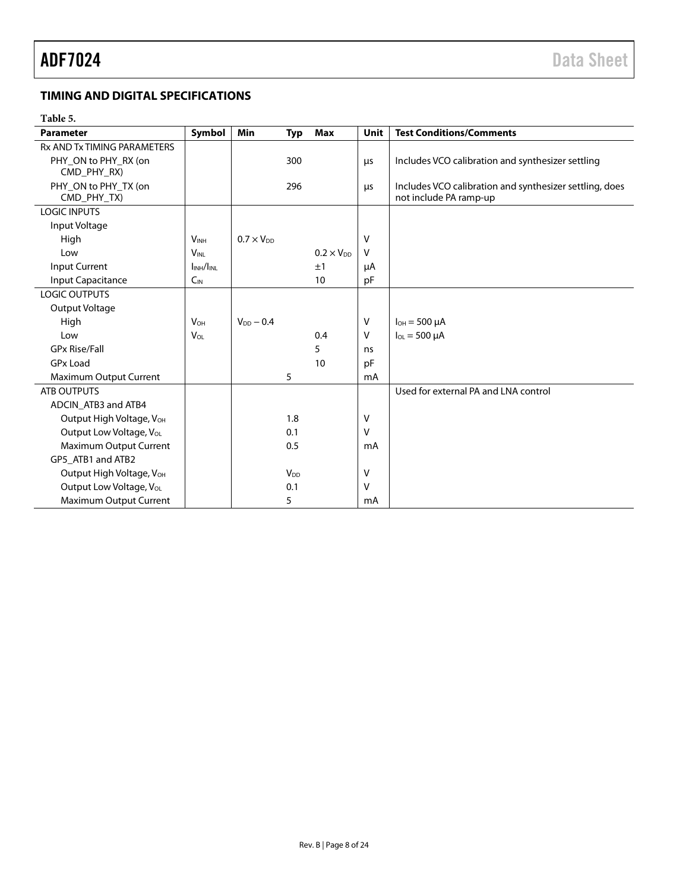## TIMING AND DIGITAL SPECIFICATIONS

**Table 5.**

| Parameter | Symbol | Min | Typ | Max | Unit | Test Conditions/Comments |
|---|---|---|---|---|---|---|
| Rx AND Tx TIMING PARAMETERS | | | | | | |
| PHY_ON to PHY_RX (on CMD_PHY_RX) | | | 300 | | μs | Includes VCO calibration and synthesizer settling |
| PHY_ON to PHY_TX (on CMD_PHY_TX) | | | 296 | | μs | Includes VCO calibration and synthesizer settling, does not include PA ramp-up |
| LOGIC INPUTS | | | | | | |
| Input Voltage | | | | | | |
| High | $V_{INH}$ | $0.7 \times V_{DD}$ | | | V | |
| Low | $V_{INL}$ | | | $0.2 \times V_{DD}$ | V | |
| Input Current | $I_{INH}/I_{INL}$ | | | ±1 | μA | |
| Input Capacitance | $C_{IN}$ | | | 10 | pF | |
| LOGIC OUTPUTS | | | | | | |
| Output Voltage | | | | | | |
| High | $V_{OH}$ | $V_{DD} - 0.4$ | | | V | $I_{OH}$ = 500 μA |
| Low | $V_{OL}$ | | | 0.4 | V | $I_{OL}$ = 500 μA |
| GPx Rise/Fall | | | | 5 | ns | |
| GPx Load | | | | 10 | pF | |
| Maximum Output Current | | | 5 | | mA | |
| ATB OUTPUTS | | | | | | Used for external PA and LNA control |
| ADCIN_ATB3 and ATB4 | | | | | | |
| Output High Voltage, $V_{OH}$ | | | 1.8 | | V | |
| Output Low Voltage, $V_{OL}$ | | | 0.1 | | V | |
| Maximum Output Current | | | 0.5 | | mA | |
| GP5_ATB1 and ATB2 | | | | | | |
| Output High Voltage, $V_{OH}$ | | | $V_{DD}$ | | V | |
| Output Low Voltage, $V_{OL}$ | | | 0.1 | | V | |
| Maximum Output Current | | | 5 | | mA | |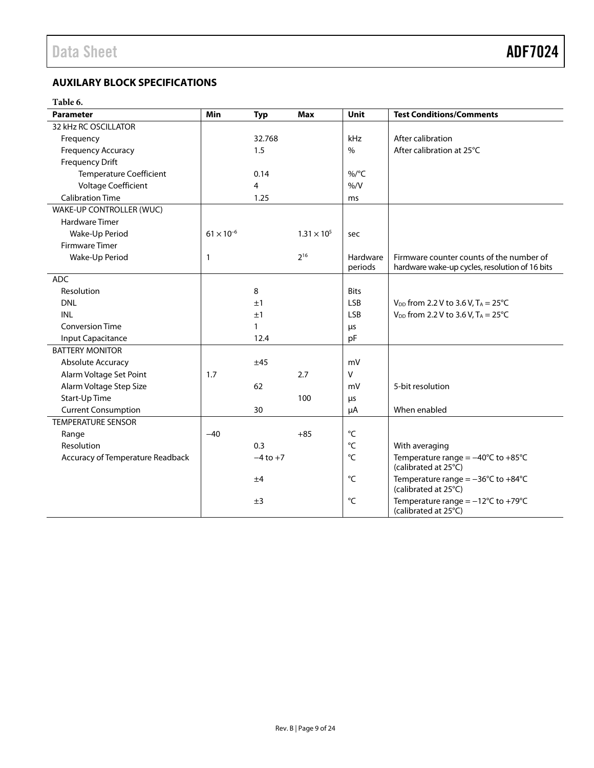## AUXILARY BLOCK SPECIFICATIONS

**Table 6.**

| Parameter | Min | Typ | Max | Unit | Test Conditions/Comments |
|---|---|---|---|---|---|
| 32 kHz RC OSCILLATOR | | | | | |
| Frequency | | 32.768 | | kHz | After calibration |
| Frequency Accuracy | | 1.5 | | % | After calibration at 25°C |
| Frequency Drift | | | | | |
| Temperature Coefficient | | 0.14 | | %/°C | |
| Voltage Coefficient | | 4 | | %/V | |
| Calibration Time | | 1.25 | | ms | |
| WAKE-UP CONTROLLER (WUC) | | | | | |
| Hardware Timer | | | | | |
| Wake-Up Period | $61 \times 10^{-6}$ | | $1.31 \times 10^{5}$ | sec | |
| Firmware Timer | | | | | |
| Wake-Up Period | 1 | | $2^{16}$ | Hardware periods | Firmware counter counts of the number of hardware wake-up cycles, resolution of 16 bits |
| ADC | | | | | |
| Resolution | | 8 | | Bits | |
| DNL | | ±1 | | LSB | $V_{DD}$ from 2.2 V to 3.6 V, $T_A$ = 25°C |
| INL | | ±1 | | LSB | $V_{DD}$ from 2.2 V to 3.6 V, $T_A$ = 25°C |
| Conversion Time | | 1 | | µs | |
| Input Capacitance | | 12.4 | | pF | |
| BATTERY MONITOR | | | | | |
| Absolute Accuracy | | ±45 | | mV | |
| Alarm Voltage Set Point | 1.7 | | 2.7 | V | |
| Alarm Voltage Step Size | | 62 | | mV | 5-bit resolution |
| Start-Up Time | | | 100 | µs | |
| Current Consumption | | 30 | | µA | When enabled |
| TEMPERATURE SENSOR | | | | | |
| Range | −40 | | +85 | °C | |
| Resolution | | 0.3 | | °C | With averaging |
| Accuracy of Temperature Readback | | −4 to +7 | | °C | Temperature range = −40°C to +85°C (calibrated at 25°C) |
| | | ±4 | | °C | Temperature range = −36°C to +84°C (calibrated at 25°C) |
| | | ±3 | | °C | Temperature range = −12°C to +79°C (calibrated at 25°C) |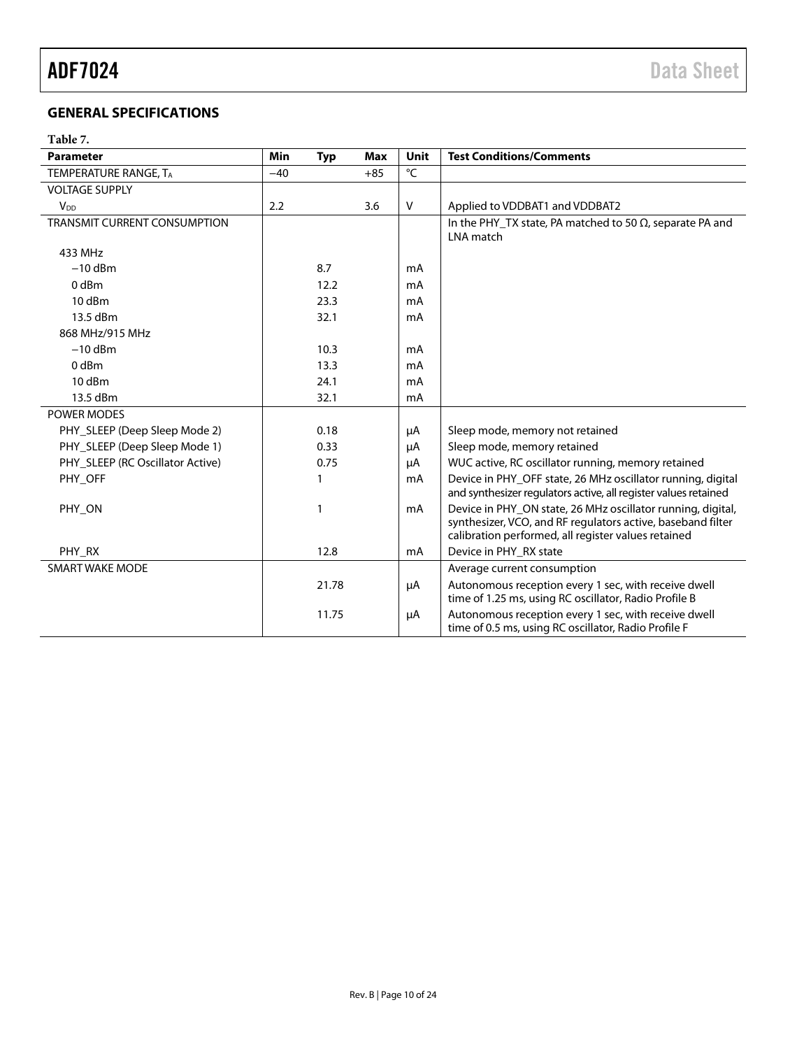## GENERAL SPECIFICATIONS

**Table 7.**

| Parameter | Min | Typ | Max | Unit | Test Conditions/Comments |
|---|---|---|---|---|---|
| TEMPERATURE RANGE, $T_A$ | −40 | | +85 | °C | |
| VOLTAGE SUPPLY | | | | | |
| $V_{DD}$ | 2.2 | | 3.6 | V | Applied to VDDBAT1 and VDDBAT2 |
| TRANSMIT CURRENT CONSUMPTION | | | | | In the PHY_TX state, PA matched to 50 Ω, separate PA and LNA match |
| 433 MHz | | | | | |
| −10 dBm | | 8.7 | | mA | |
| 0 dBm | | 12.2 | | mA | |
| 10 dBm | | 23.3 | | mA | |
| 13.5 dBm | | 32.1 | | mA | |
| 868 MHz/915 MHz | | | | | |
| −10 dBm | | 10.3 | | mA | |
| 0 dBm | | 13.3 | | mA | |
| 10 dBm | | 24.1 | | mA | |
| 13.5 dBm | | 32.1 | | mA | |
| POWER MODES | | | | | |
| PHY_SLEEP (Deep Sleep Mode 2) | | 0.18 | | μA | Sleep mode, memory not retained |
| PHY_SLEEP (Deep Sleep Mode 1) | | 0.33 | | μA | Sleep mode, memory retained |
| PHY_SLEEP (RC Oscillator Active) | | 0.75 | | μA | WUC active, RC oscillator running, memory retained |
| PHY_OFF | | 1 | | mA | Device in PHY_OFF state, 26 MHz oscillator running, digital and synthesizer regulators active, all register values retained |
| PHY_ON | | 1 | | mA | Device in PHY_ON state, 26 MHz oscillator running, digital, synthesizer, VCO, and RF regulators active, baseband filter calibration performed, all register values retained |
| PHY_RX | | 12.8 | | mA | Device in PHY_RX state |
| SMART WAKE MODE | | | | | Average current consumption |
| | | 21.78 | | μA | Autonomous reception every 1 sec, with receive dwell time of 1.25 ms, using RC oscillator, Radio Profile B |
| | | 11.75 | | μA | Autonomous reception every 1 sec, with receive dwell time of 0.5 ms, using RC oscillator, Radio Profile F |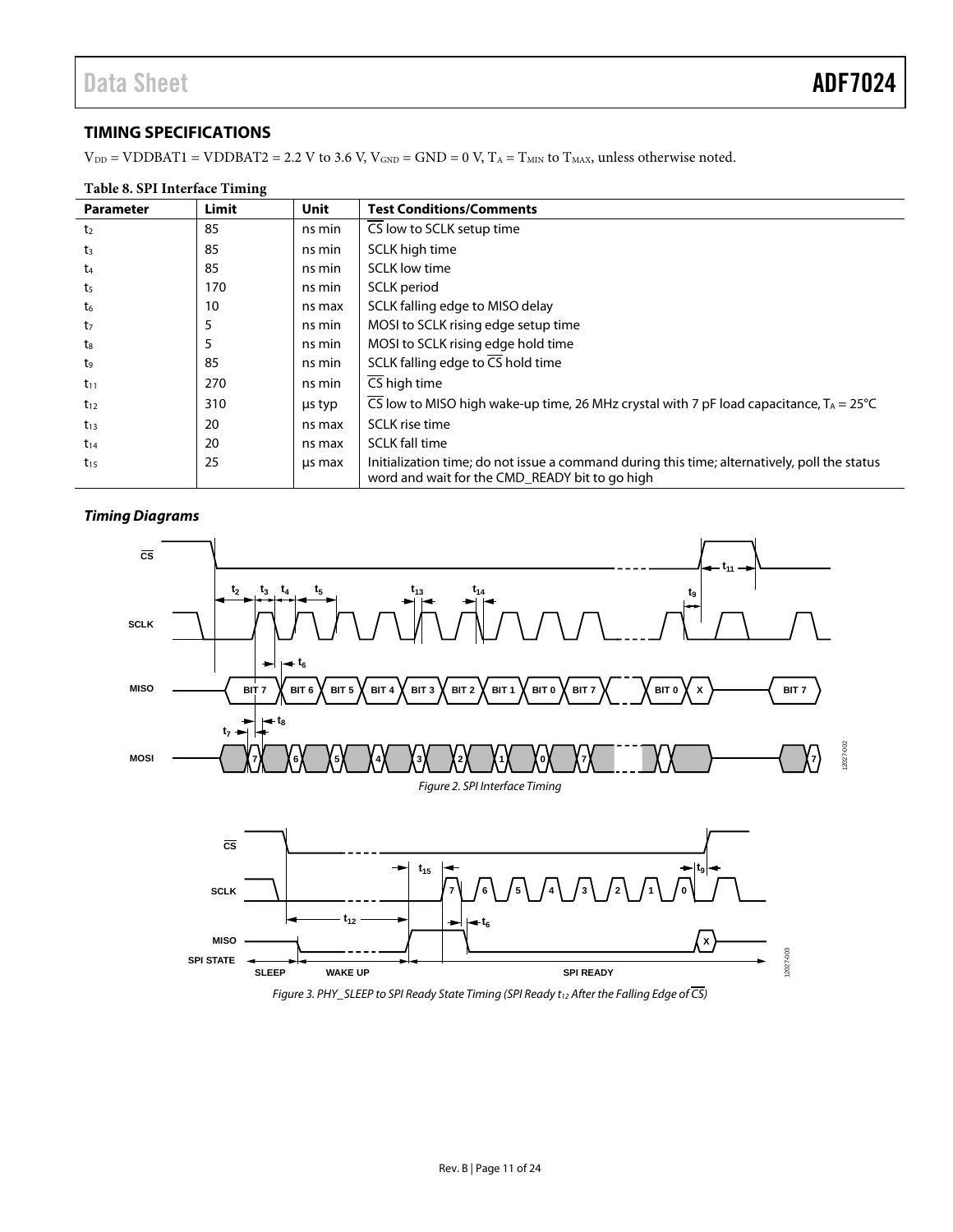## TIMING SPECIFICATIONS

$V_{DD}$ = VDDBAT1 = VDDBAT2 = 2.2 V to 3.6 V, $V_{GND}$ = GND = 0 V, $T_A$ = $T_{MIN}$ to $T_{MAX}$, unless otherwise noted.

**Table 8. SPI Interface Timing**

| Parameter | Limit | Unit | Test Conditions/Comments |
|---|---|---|---|
| $t_2$ | 85 | ns min | CS low to SCLK setup time |
| $t_3$ | 85 | ns min | SCLK high time |
| $t_4$ | 85 | ns min | SCLK low time |
| $t_5$ | 170 | ns min | SCLK period |
| $t_6$ | 10 | ns max | SCLK falling edge to MISO delay |
| $t_7$ | 5 | ns min | MOSI to SCLK rising edge setup time |
| $t_8$ | 5 | ns min | MOSI to SCLK rising edge hold time |
| $t_9$ | 85 | ns min | SCLK falling edge to CS hold time |
| $t_{11}$ | 270 | ns min | CS high time |
| $t_{12}$ | 310 | µs typ | CS low to MISO high wake-up time, 26 MHz crystal with 7 pF load capacitance, $T_A$ = 25°C |
| $t_{13}$ | 20 | ns max | SCLK rise time |
| $t_{14}$ | 20 | ns max | SCLK fall time |
| $t_{15}$ | 25 | µs max | Initialization time; do not issue a command during this time; alternatively, poll the status word and wait for the CMD_READY bit to go high |

### *Timing Diagrams*

*Figure 2. SPI Interface Timing*

*Figure 3. PHY_SLEEP to SPI Ready State Timing (SPI Ready $t_{12}$ After the Falling Edge of CS)*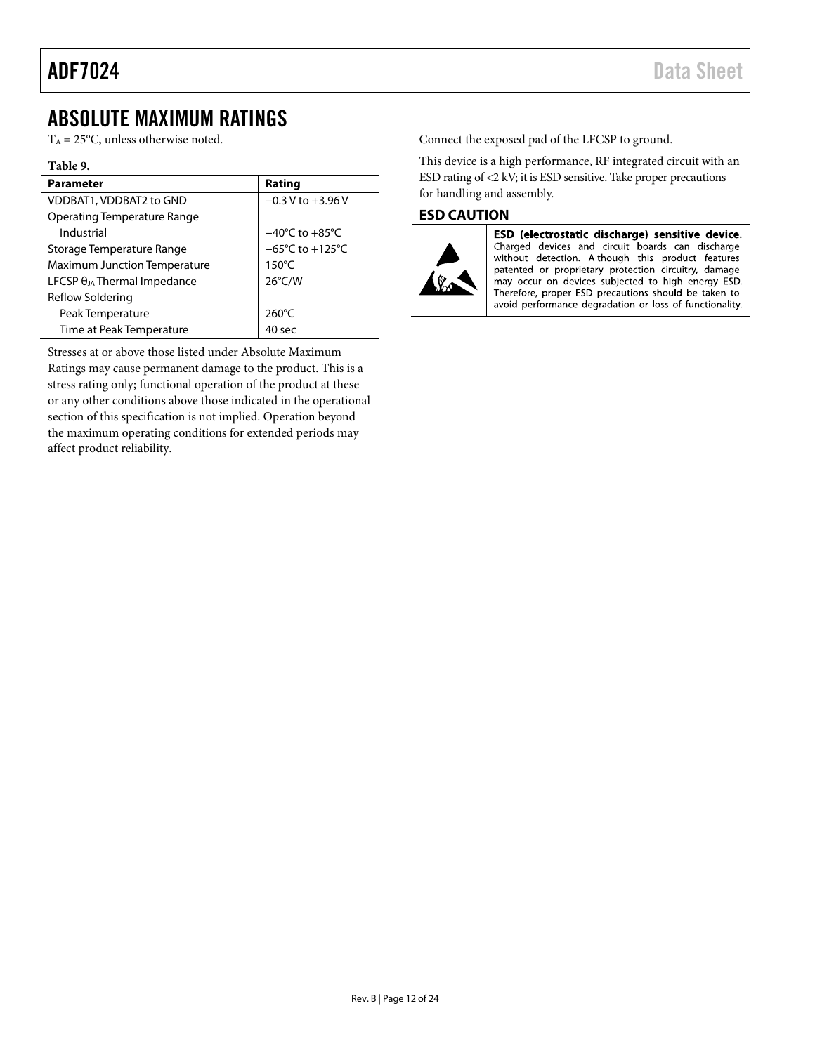# ABSOLUTE MAXIMUM RATINGS

$T_A$ = 25°C, unless otherwise noted.

**Table 9.**

| Parameter | Rating |
|---|---|
| VDDBAT1, VDDBAT2 to GND | −0.3 V to +3.96 V |
| Operating Temperature Range | |
| Industrial | −40°C to +85°C |
| Storage Temperature Range | −65°C to +125°C |
| Maximum Junction Temperature | 150°C |
| LFCSP $\theta_{JA}$ Thermal Impedance | 26°C/W |
| Reflow Soldering | |
| Peak Temperature | 260°C |
| Time at Peak Temperature | 40 sec |

Stresses at or above those listed under Absolute Maximum Ratings may cause permanent damage to the product. This is a stress rating only; functional operation of the product at these or any other conditions above those indicated in the operational section of this specification is not implied. Operation beyond the maximum operating conditions for extended periods may affect product reliability.

Connect the exposed pad of the LFCSP to ground.

This device is a high performance, RF integrated circuit with an ESD rating of <2 kV; it is ESD sensitive. Take proper precautions for handling and assembly.

## ESD CAUTION

**ESD (electrostatic discharge) sensitive device.** Charged devices and circuit boards can discharge without detection. Although this product features patented or proprietary protection circuitry, damage may occur on devices subjected to high energy ESD. Therefore, proper ESD precautions should be taken to avoid performance degradation or loss of functionality.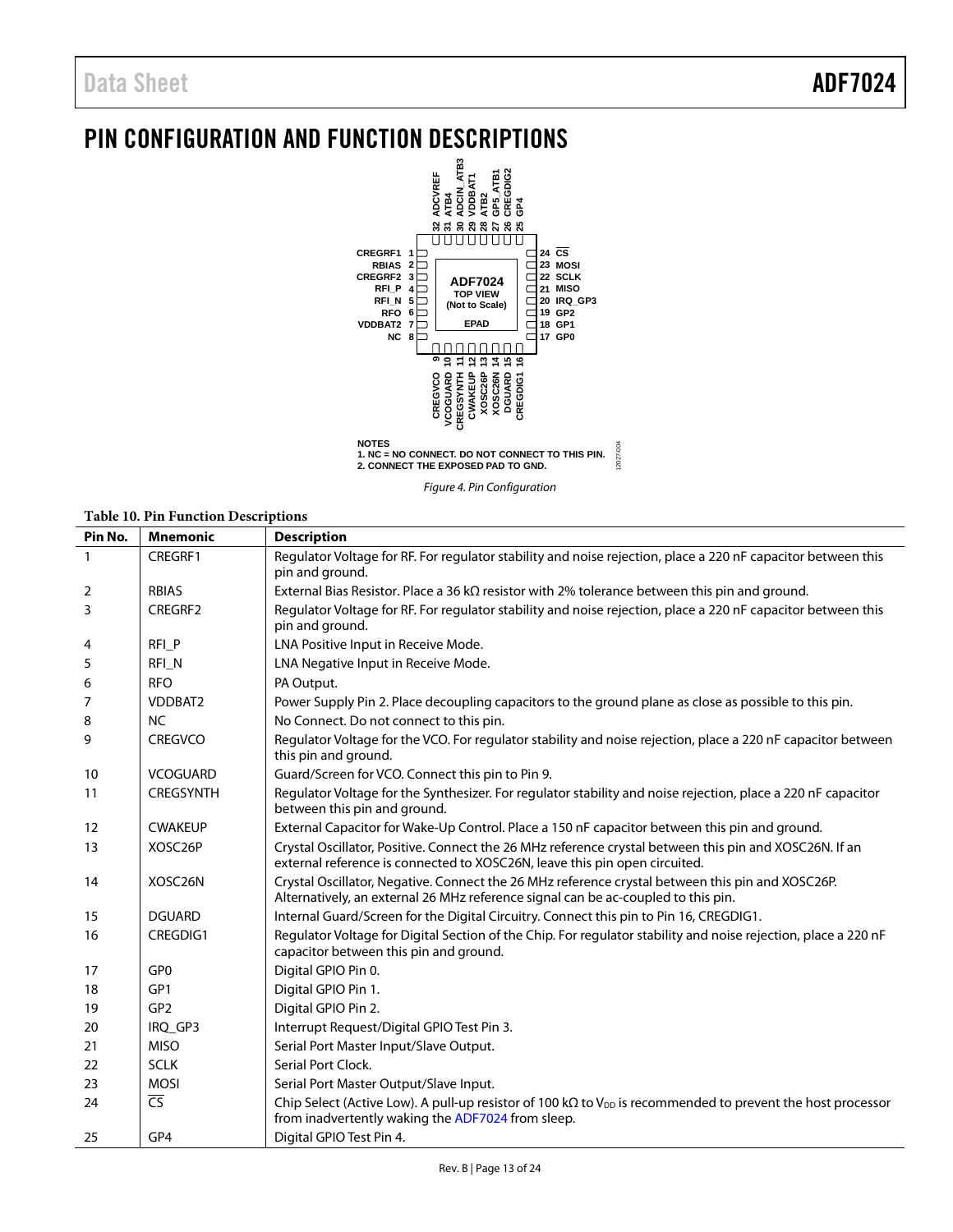# PIN CONFIGURATION AND FUNCTION DESCRIPTIONS

NOTES
1. NC = NO CONNECT. DO NOT CONNECT TO THIS PIN.
2. CONNECT THE EXPOSED PAD TO GND.

*Figure 4. Pin Configuration*

**Table 10. Pin Function Descriptions**

| Pin No. | Mnemonic | Description |
|---|---|---|
| 1 | CREGRF1 | Regulator Voltage for RF. For regulator stability and noise rejection, place a 220 nF capacitor between this pin and ground. |
| 2 | RBIAS | External Bias Resistor. Place a 36 kΩ resistor with 2% tolerance between this pin and ground. |
| 3 | CREGRF2 | Regulator Voltage for RF. For regulator stability and noise rejection, place a 220 nF capacitor between this pin and ground. |
| 4 | RFI_P | LNA Positive Input in Receive Mode. |
| 5 | RFI_N | LNA Negative Input in Receive Mode. |
| 6 | RFO | PA Output. |
| 7 | VDDBAT2 | Power Supply Pin 2. Place decoupling capacitors to the ground plane as close as possible to this pin. |
| 8 | NC | No Connect. Do not connect to this pin. |
| 9 | CREGVCO | Regulator Voltage for the VCO. For regulator stability and noise rejection, place a 220 nF capacitor between this pin and ground. |
| 10 | VCOGUARD | Guard/Screen for VCO. Connect this pin to Pin 9. |
| 11 | CREGSYNTH | Regulator Voltage for the Synthesizer. For regulator stability and noise rejection, place a 220 nF capacitor between this pin and ground. |
| 12 | CWAKEUP | External Capacitor for Wake-Up Control. Place a 150 nF capacitor between this pin and ground. |
| 13 | XOSC26P | Crystal Oscillator, Positive. Connect the 26 MHz reference crystal between this pin and XOSC26N. If an external reference is connected to XOSC26N, leave this pin open circuited. |
| 14 | XOSC26N | Crystal Oscillator, Negative. Connect the 26 MHz reference crystal between this pin and XOSC26P. Alternatively, an external 26 MHz reference signal can be ac-coupled to this pin. |
| 15 | DGUARD | Internal Guard/Screen for the Digital Circuitry. Connect this pin to Pin 16, CREGDIG1. |
| 16 | CREGDIG1 | Regulator Voltage for Digital Section of the Chip. For regulator stability and noise rejection, place a 220 nF capacitor between this pin and ground. |
| 17 | GP0 | Digital GPIO Pin 0. |
| 18 | GP1 | Digital GPIO Pin 1. |
| 19 | GP2 | Digital GPIO Pin 2. |
| 20 | IRQ_GP3 | Interrupt Request/Digital GPIO Test Pin 3. |
| 21 | MISO | Serial Port Master Input/Slave Output. |
| 22 | SCLK | Serial Port Clock. |
| 23 | MOSI | Serial Port Master Output/Slave Input. |
| 24 | $\overline{CS}$ | Chip Select (Active Low). A pull-up resistor of 100 kΩ to $V_{DD}$ is recommended to prevent the host processor from inadvertently waking the ADF7024 from sleep. |
| 25 | GP4 | Digital GPIO Test Pin 4. |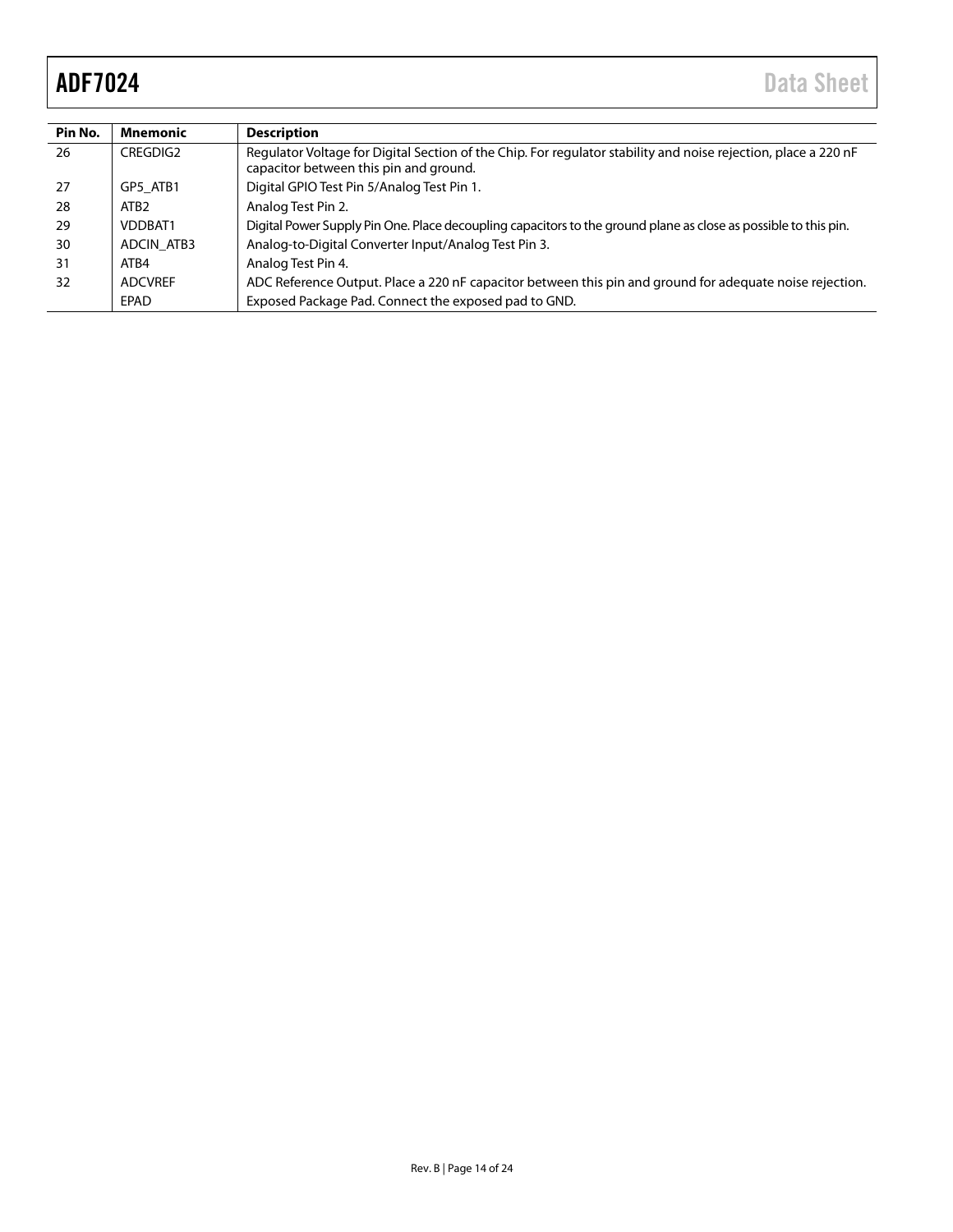| Pin No. | Mnemonic | Description |
| --- | --- | --- |
| 26 | CREGDIG2 | Regulator Voltage for Digital Section of the Chip. For regulator stability and noise rejection, place a 220 nF capacitor between this pin and ground. |
| 27 | GP5_ATB1 | Digital GPIO Test Pin 5/Analog Test Pin 1. |
| 28 | ATB2 | Analog Test Pin 2. |
| 29 | VDDBAT1 | Digital Power Supply Pin One. Place decoupling capacitors to the ground plane as close as possible to this pin. |
| 30 | ADCIN_ATB3 | Analog-to-Digital Converter Input/Analog Test Pin 3. |
| 31 | ATB4 | Analog Test Pin 4. |
| 32 | ADCVREF | ADC Reference Output. Place a 220 nF capacitor between this pin and ground for adequate noise rejection. |
|  | EPAD | Exposed Package Pad. Connect the exposed pad to GND. |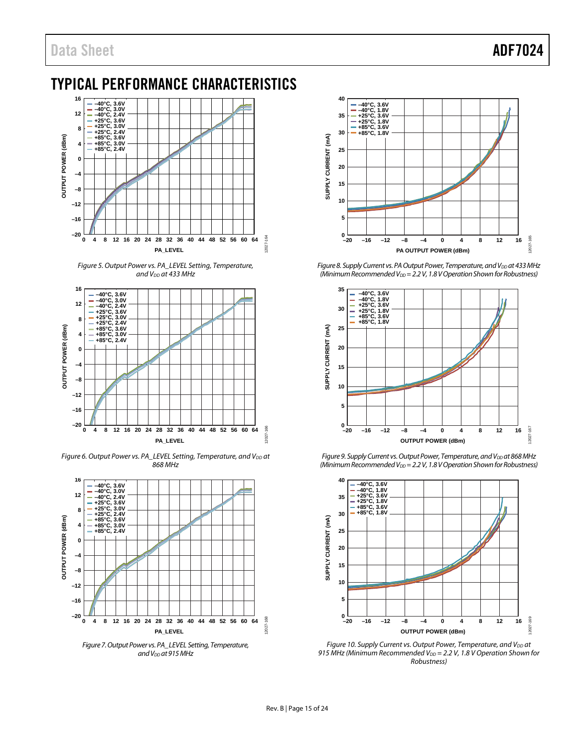# TYPICAL PERFORMANCE CHARACTERISTICS

Figure 5. Output Power vs. PA_LEVEL Setting, Temperature, and $V_{DD}$ at 433 MHz

Figure 6. Output Power vs. PA_LEVEL Setting, Temperature, and $V_{DD}$ at 868 MHz

Figure 7. Output Power vs. PA_LEVEL Setting, Temperature, and $V_{DD}$ at 915 MHz

Figure 8. Supply Current vs. PA Output Power, Temperature, and $V_{DD}$ at 433 MHz (Minimum Recommended $V_{DD}$ = 2.2 V, 1.8 V Operation Shown for Robustness)

Figure 9. Supply Current vs. Output Power, Temperature, and $V_{DD}$ at 868 MHz (Minimum Recommended $V_{DD}$ = 2.2 V, 1.8 V Operation Shown for Robustness)

Figure 10. Supply Current vs. Output Power, Temperature, and $V_{DD}$ at 915 MHz (Minimum Recommended $V_{DD}$ = 2.2 V, 1.8 V Operation Shown for Robustness)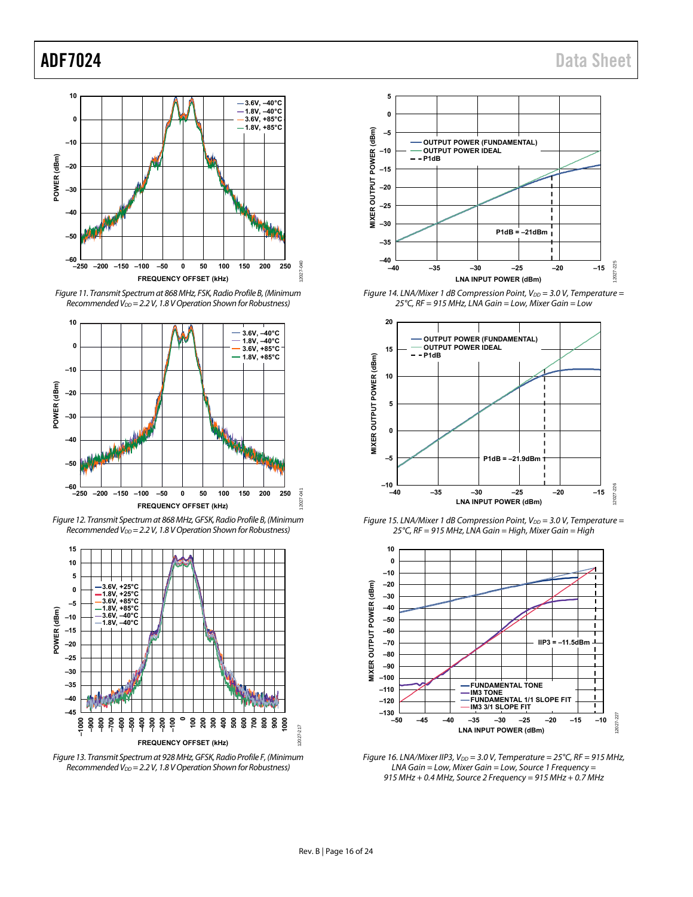Figure 11. Transmit Spectrum at 868 MHz, FSK, Radio Profile B, (Minimum Recommended $V_{DD}$ = 2.2 V, 1.8 V Operation Shown for Robustness)

Figure 12. Transmit Spectrum at 868 MHz, GFSK, Radio Profile B, (Minimum Recommended $V_{DD}$ = 2.2 V, 1.8 V Operation Shown for Robustness)

Figure 13. Transmit Spectrum at 928 MHz, GFSK, Radio Profile F, (Minimum Recommended $V_{DD}$ = 2.2 V, 1.8 V Operation Shown for Robustness)

Figure 14. LNA/Mixer 1 dB Compression Point, $V_{DD}$ = 3.0 V, Temperature = 25°C, RF = 915 MHz, LNA Gain = Low, Mixer Gain = Low

Figure 15. LNA/Mixer 1 dB Compression Point, $V_{DD}$ = 3.0 V, Temperature = 25°C, RF = 915 MHz, LNA Gain = High, Mixer Gain = High

Figure 16. LNA/Mixer IIP3, $V_{DD}$ = 3.0 V, Temperature = 25°C, RF = 915 MHz, LNA Gain = Low, Mixer Gain = Low, Source 1 Frequency = 915 MHz + 0.4 MHz, Source 2 Frequency = 915 MHz + 0.7 MHz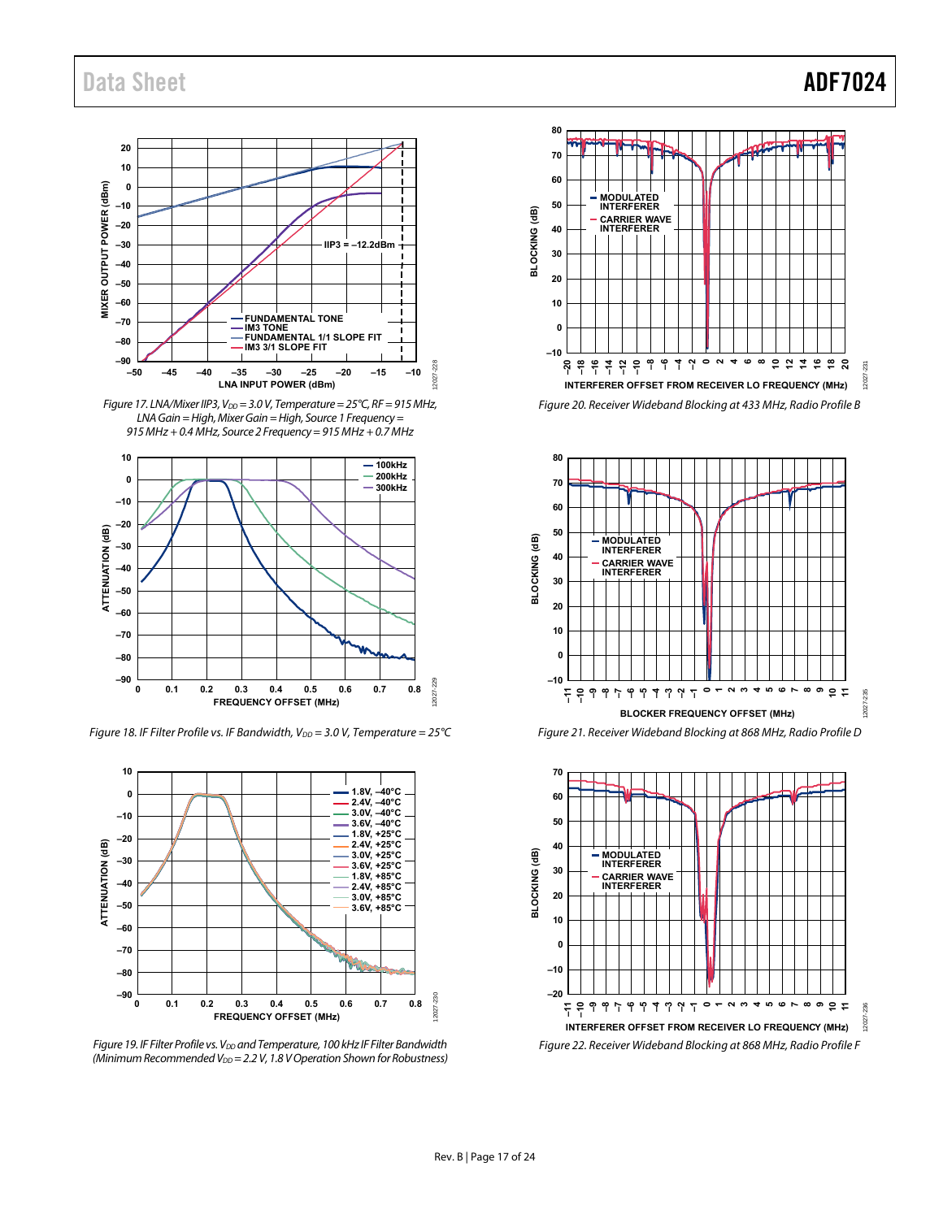Figure 17. LNA/Mixer IIP3, $V_{DD}$ = 3.0 V, Temperature = 25°C, RF = 915 MHz, LNA Gain = High, Mixer Gain = High, Source 1 Frequency = 915 MHz + 0.4 MHz, Source 2 Frequency = 915 MHz + 0.7 MHz

Figure 18. IF Filter Profile vs. IF Bandwidth, $V_{DD}$ = 3.0 V, Temperature = 25°C

Figure 19. IF Filter Profile vs. $V_{DD}$ and Temperature, 100 kHz IF Filter Bandwidth (Minimum Recommended $V_{DD}$ = 2.2 V, 1.8 V Operation Shown for Robustness)

Figure 20. Receiver Wideband Blocking at 433 MHz, Radio Profile B

Figure 21. Receiver Wideband Blocking at 868 MHz, Radio Profile D

Figure 22. Receiver Wideband Blocking at 868 MHz, Radio Profile F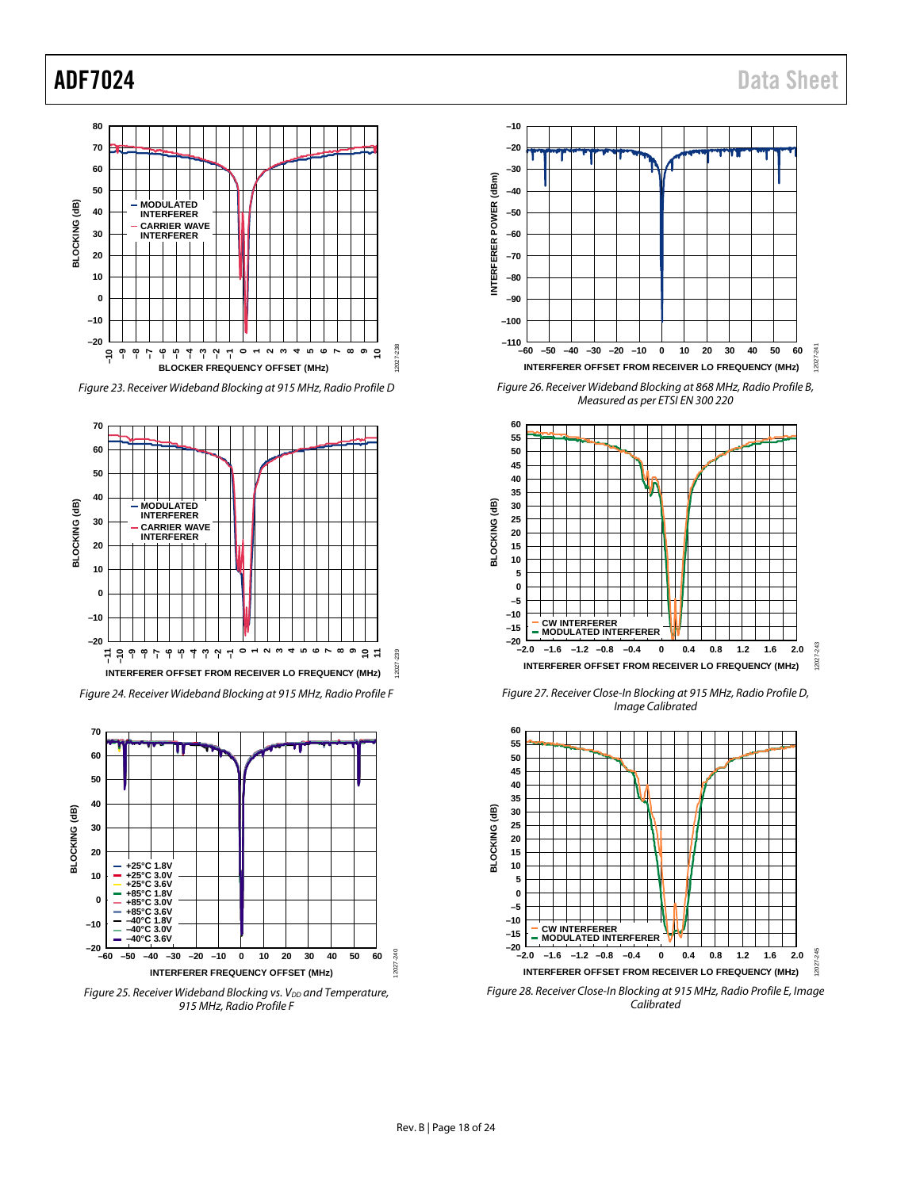Figure 23. Receiver Wideband Blocking at 915 MHz, Radio Profile D

Figure 24. Receiver Wideband Blocking at 915 MHz, Radio Profile F

Figure 25. Receiver Wideband Blocking vs. $V_{DD}$ and Temperature, 915 MHz, Radio Profile F

Figure 26. Receiver Wideband Blocking at 868 MHz, Radio Profile B, Measured as per ETSI EN 300 220

Figure 27. Receiver Close-In Blocking at 915 MHz, Radio Profile D, Image Calibrated

Figure 28. Receiver Close-In Blocking at 915 MHz, Radio Profile E, Image Calibrated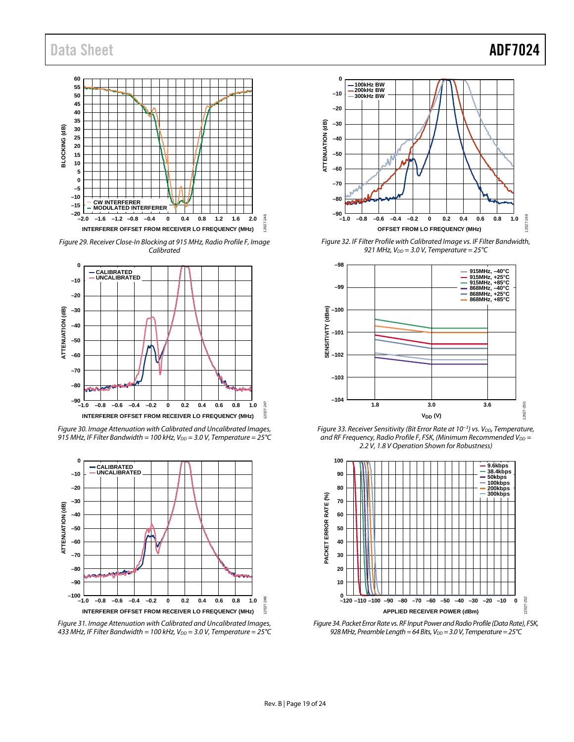Figure 29. Receiver Close-In Blocking at 915 MHz, Radio Profile F, Image Calibrated

Figure 30. Image Attenuation with Calibrated and Uncalibrated Images, 915 MHz, IF Filter Bandwidth = 100 kHz, $V_{DD}$ = 3.0 V, Temperature = 25°C

Figure 31. Image Attenuation with Calibrated and Uncalibrated Images, 433 MHz, IF Filter Bandwidth = 100 kHz, $V_{DD}$ = 3.0 V, Temperature = 25°C

Figure 32. IF Filter Profile with Calibrated Image vs. IF Filter Bandwidth, 921 MHz, $V_{DD}$ = 3.0 V, Temperature = 25°C

Figure 33. Receiver Sensitivity (Bit Error Rate at $10^{-3}$) vs. $V_{DD}$, Temperature, and RF Frequency, Radio Profile F, FSK, (Minimum Recommended $V_{DD}$ = 2.2 V, 1.8 V Operation Shown for Robustness)

Figure 34. Packet Error Rate vs. RF Input Power and Radio Profile (Data Rate), FSK, 928 MHz, Preamble Length = 64 Bits, $V_{DD}$ = 3.0 V, Temperature = 25°C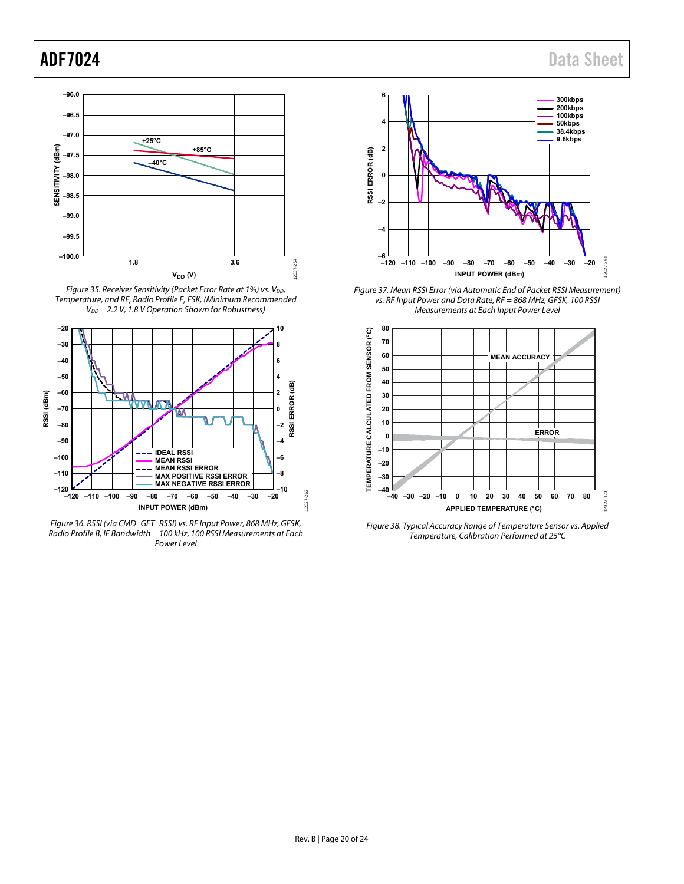Figure 35. Receiver Sensitivity (Packet Error Rate at 1%) vs. $V_{DD}$, Temperature, and RF, Radio Profile F, FSK, (Minimum Recommended $V_{DD}$ = 2.2 V, 1.8 V Operation Shown for Robustness)

Figure 36. RSSI (via CMD_GET_RSSI) vs. RF Input Power, 868 MHz, GFSK, Radio Profile B, IF Bandwidth = 100 kHz, 100 RSSI Measurements at Each Power Level

Figure 37. Mean RSSI Error (via Automatic End of Packet RSSI Measurement) vs. RF Input Power and Data Rate, RF = 868 MHz, GFSK, 100 RSSI Measurements at Each Input Power Level

Figure 38. Typical Accuracy Range of Temperature Sensor vs. Applied Temperature, Calibration Performed at 25°C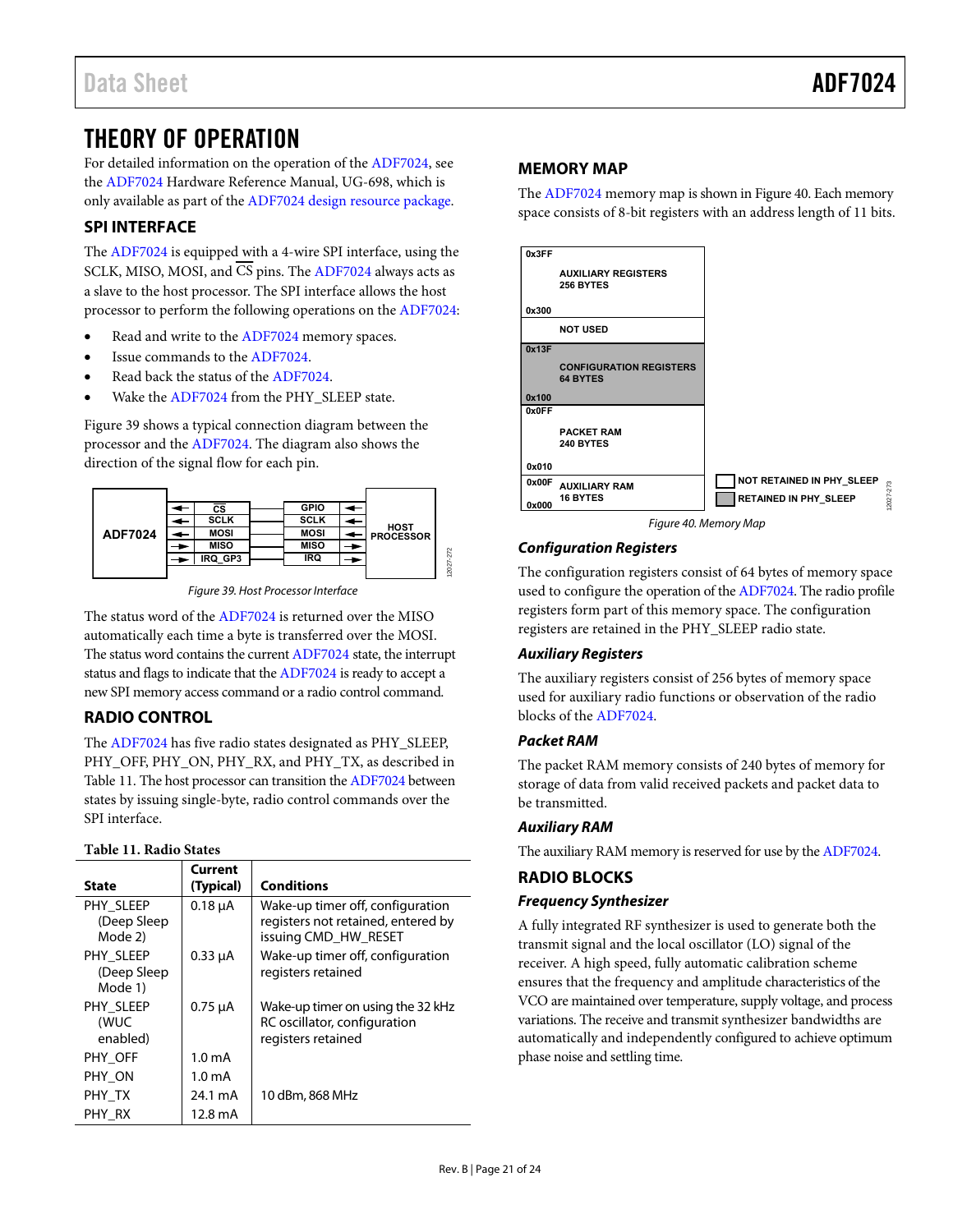# THEORY OF OPERATION

For detailed information on the operation of the ADF7024, see the ADF7024 Hardware Reference Manual, UG-698, which is only available as part of the ADF7024 design resource package.

## SPI INTERFACE

The ADF7024 is equipped with a 4-wire SPI interface, using the SCLK, MISO, MOSI, and $\overline{CS}$ pins. The ADF7024 always acts as a slave to the host processor. The SPI interface allows the host processor to perform the following operations on the ADF7024:

- Read and write to the ADF7024 memory spaces.
- Issue commands to the ADF7024.
- Read back the status of the ADF7024.
- Wake the ADF7024 from the PHY_SLEEP state.

Figure 39 shows a typical connection diagram between the processor and the ADF7024. The diagram also shows the direction of the signal flow for each pin.

Figure 39. Host Processor Interface

The status word of the ADF7024 is returned over the MISO automatically each time a byte is transferred over the MOSI. The status word contains the current ADF7024 state, the interrupt status and flags to indicate that the ADF7024 is ready to accept a new SPI memory access command or a radio control command.

## RADIO CONTROL

The ADF7024 has five radio states designated as PHY_SLEEP, PHY_OFF, PHY_ON, PHY_RX, and PHY_TX, as described in Table 11. The host processor can transition the ADF7024 between states by issuing single-byte, radio control commands over the SPI interface.

**Table 11. Radio States**

| State | Current (Typical) | Conditions |
|---|---|---|
| PHY_SLEEP (Deep Sleep Mode 2) | 0.18 µA | Wake-up timer off, configuration registers not retained, entered by issuing CMD_HW_RESET |
| PHY_SLEEP (Deep Sleep Mode 1) | 0.33 µA | Wake-up timer off, configuration registers retained |
| PHY_SLEEP (WUC enabled) | 0.75 µA | Wake-up timer on using the 32 kHz RC oscillator, configuration registers retained |
| PHY_OFF | 1.0 mA | |
| PHY_ON | 1.0 mA | |
| PHY_TX | 24.1 mA | 10 dBm, 868 MHz |
| PHY_RX | 12.8 mA | |

## MEMORY MAP

The ADF7024 memory map is shown in Figure 40. Each memory space consists of 8-bit registers with an address length of 11 bits.

Figure 40. Memory Map

### Configuration Registers

The configuration registers consist of 64 bytes of memory space used to configure the operation of the ADF7024. The radio profile registers form part of this memory space. The configuration registers are retained in the PHY_SLEEP radio state.

### Auxiliary Registers

The auxiliary registers consist of 256 bytes of memory space used for auxiliary radio functions or observation of the radio blocks of the ADF7024.

### Packet RAM

The packet RAM memory consists of 240 bytes of memory for storage of data from valid received packets and packet data to be transmitted.

### Auxiliary RAM

The auxiliary RAM memory is reserved for use by the ADF7024.

## RADIO BLOCKS

### Frequency Synthesizer

A fully integrated RF synthesizer is used to generate both the transmit signal and the local oscillator (LO) signal of the receiver. A high speed, fully automatic calibration scheme ensures that the frequency and amplitude characteristics of the VCO are maintained over temperature, supply voltage, and process variations. The receive and transmit synthesizer bandwidths are automatically and independently configured to achieve optimum phase noise and settling time.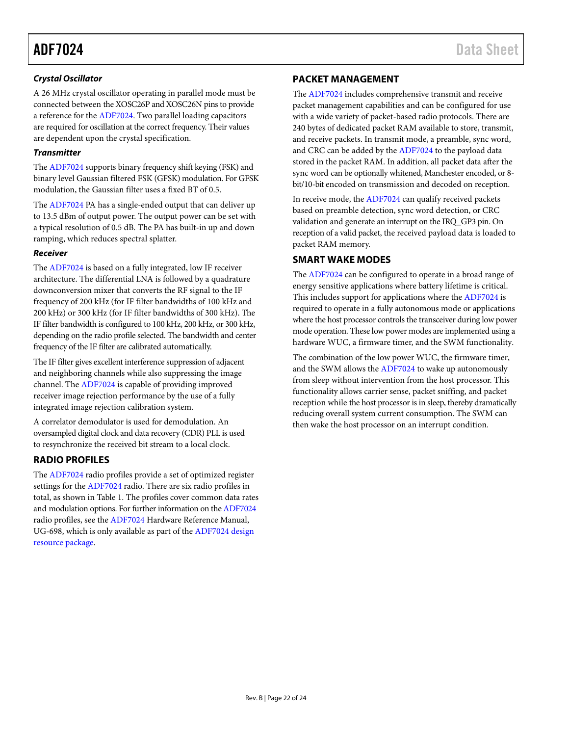### Crystal Oscillator

A 26 MHz crystal oscillator operating in parallel mode must be connected between the XOSC26P and XOSC26N pins to provide a reference for the ADF7024. Two parallel loading capacitors are required for oscillation at the correct frequency. Their values are dependent upon the crystal specification.

### Transmitter

The ADF7024 supports binary frequency shift keying (FSK) and binary level Gaussian filtered FSK (GFSK) modulation. For GFSK modulation, the Gaussian filter uses a fixed BT of 0.5.

The ADF7024 PA has a single-ended output that can deliver up to 13.5 dBm of output power. The output power can be set with a typical resolution of 0.5 dB. The PA has built-in up and down ramping, which reduces spectral splatter.

### Receiver

The ADF7024 is based on a fully integrated, low IF receiver architecture. The differential LNA is followed by a quadrature downconversion mixer that converts the RF signal to the IF frequency of 200 kHz (for IF filter bandwidths of 100 kHz and 200 kHz) or 300 kHz (for IF filter bandwidths of 300 kHz). The IF filter bandwidth is configured to 100 kHz, 200 kHz, or 300 kHz, depending on the radio profile selected. The bandwidth and center frequency of the IF filter are calibrated automatically.

The IF filter gives excellent interference suppression of adjacent and neighboring channels while also suppressing the image channel. The ADF7024 is capable of providing improved receiver image rejection performance by the use of a fully integrated image rejection calibration system.

A correlator demodulator is used for demodulation. An oversampled digital clock and data recovery (CDR) PLL is used to resynchronize the received bit stream to a local clock.

## RADIO PROFILES

The ADF7024 radio profiles provide a set of optimized register settings for the ADF7024 radio. There are six radio profiles in total, as shown in Table 1. The profiles cover common data rates and modulation options. For further information on the ADF7024 radio profiles, see the ADF7024 Hardware Reference Manual, UG-698, which is only available as part of the ADF7024 design resource package.

## PACKET MANAGEMENT

The ADF7024 includes comprehensive transmit and receive packet management capabilities and can be configured for use with a wide variety of packet-based radio protocols. There are 240 bytes of dedicated packet RAM available to store, transmit, and receive packets. In transmit mode, a preamble, sync word, and CRC can be added by the ADF7024 to the payload data stored in the packet RAM. In addition, all packet data after the sync word can be optionally whitened, Manchester encoded, or 8-bit/10-bit encoded on transmission and decoded on reception.

In receive mode, the ADF7024 can qualify received packets based on preamble detection, sync word detection, or CRC validation and generate an interrupt on the IRQ_GP3 pin. On reception of a valid packet, the received payload data is loaded to packet RAM memory.

## SMART WAKE MODES

The ADF7024 can be configured to operate in a broad range of energy sensitive applications where battery lifetime is critical. This includes support for applications where the ADF7024 is required to operate in a fully autonomous mode or applications where the host processor controls the transceiver during low power mode operation. These low power modes are implemented using a hardware WUC, a firmware timer, and the SWM functionality.

The combination of the low power WUC, the firmware timer, and the SWM allows the ADF7024 to wake up autonomously from sleep without intervention from the host processor. This functionality allows carrier sense, packet sniffing, and packet reception while the host processor is in sleep, thereby dramatically reducing overall system current consumption. The SWM can then wake the host processor on an interrupt condition.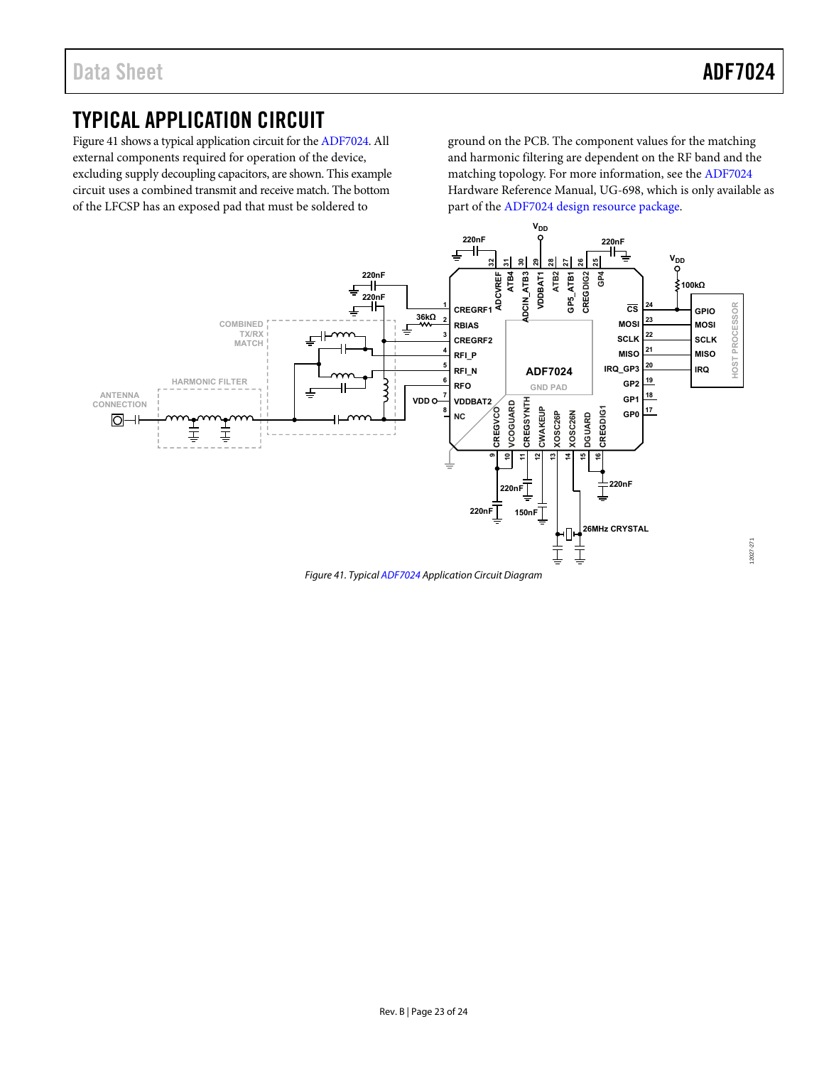# TYPICAL APPLICATION CIRCUIT

Figure 41 shows a typical application circuit for the ADF7024. All external components required for operation of the device, excluding supply decoupling capacitors, are shown. This example circuit uses a combined transmit and receive match. The bottom of the LFCSP has an exposed pad that must be soldered to ground on the PCB. The component values for the matching and harmonic filtering are dependent on the RF band and the matching topology. For more information, see the ADF7024 Hardware Reference Manual, UG-698, which is only available as part of the ADF7024 design resource package.

*Figure 41. Typical ADF7024 Application Circuit Diagram*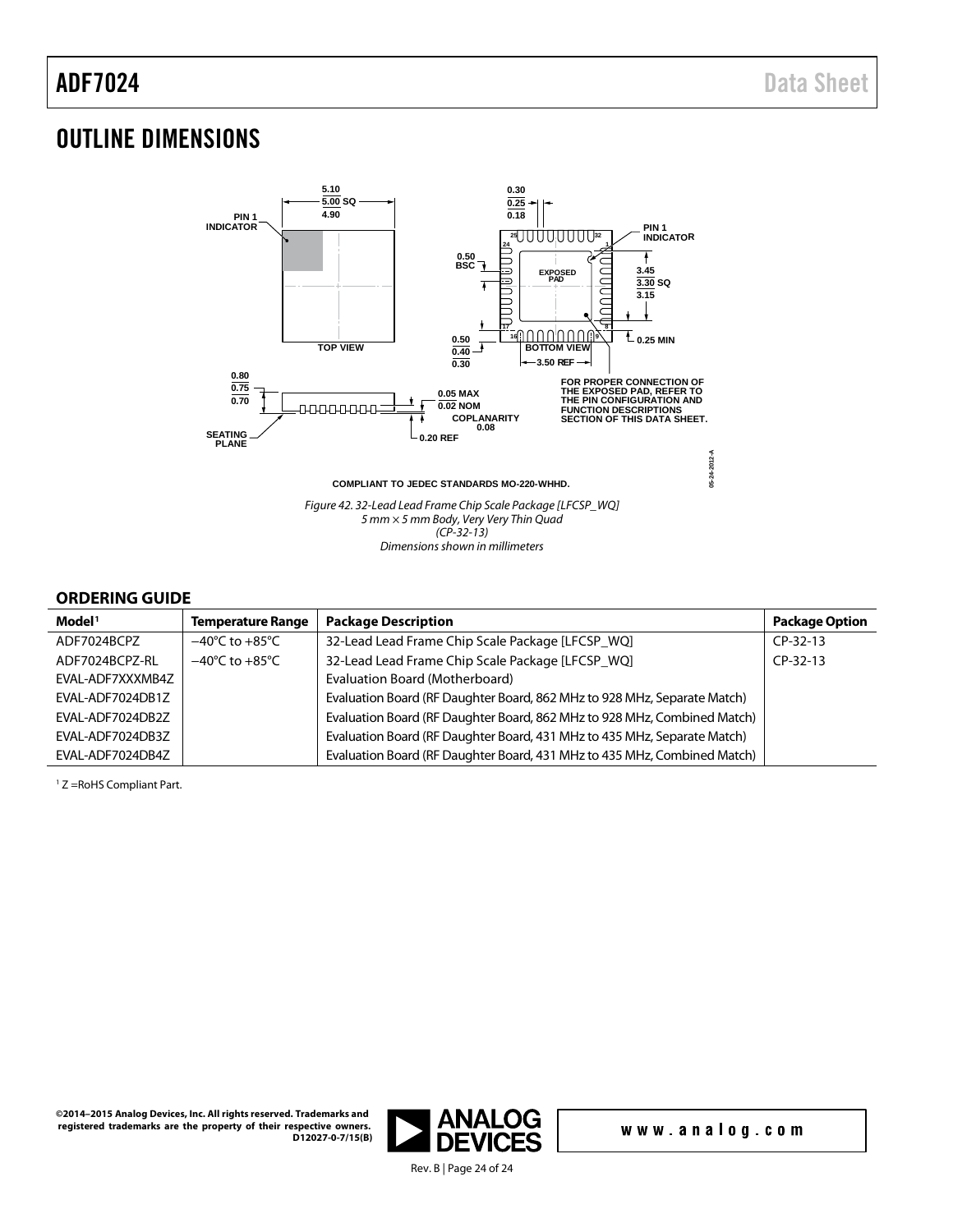# OUTLINE DIMENSIONS

5.10
5.00 SQ
4.90
PIN 1 INDICATOR
TOP VIEW
0.30
0.25
0.18
25
32
24
1
PIN 1 INDICATOR
0.50 BSC
EXPOSED PAD
3.45
3.30 SQ
3.15
17
16
9
8
0.50
0.40
0.30
BOTTOM VIEW
3.50 REF
0.25 MIN
0.80
0.75
0.70
0.05 MAX
0.02 NOM
COPLANARITY 0.08
SEATING PLANE
0.20 REF
FOR PROPER CONNECTION OF THE EXPOSED PAD, REFER TO THE PIN CONFIGURATION AND FUNCTION DESCRIPTIONS SECTION OF THIS DATA SHEET.
COMPLIANT TO JEDEC STANDARDS MO-220-WHHD.
05-24-2012-A

*Figure 42. 32-Lead Lead Frame Chip Scale Package [LFCSP_WQ] 5 mm × 5 mm Body, Very Very Thin Quad (CP-32-13) Dimensions shown in millimeters*

## ORDERING GUIDE

| Model[1] | Temperature Range | Package Description | Package Option |
|---|---|---|---|
| ADF7024BCPZ | −40°C to +85°C | 32-Lead Lead Frame Chip Scale Package [LFCSP_WQ] | CP-32-13 |
| ADF7024BCPZ-RL | −40°C to +85°C | 32-Lead Lead Frame Chip Scale Package [LFCSP_WQ] | CP-32-13 |
| EVAL-ADF7XXXMB4Z | | Evaluation Board (Motherboard) | |
| EVAL-ADF7024DB1Z | | Evaluation Board (RF Daughter Board, 862 MHz to 928 MHz, Separate Match) | |
| EVAL-ADF7024DB2Z | | Evaluation Board (RF Daughter Board, 862 MHz to 928 MHz, Combined Match) | |
| EVAL-ADF7024DB3Z | | Evaluation Board (RF Daughter Board, 431 MHz to 435 MHz, Separate Match) | |
| EVAL-ADF7024DB4Z | | Evaluation Board (RF Daughter Board, 431 MHz to 435 MHz, Combined Match) | |

[1] Z =RoHS Compliant Part.

©2014–2015 Analog Devices, Inc. All rights reserved. Trademarks and registered trademarks are the property of their respective owners. D12027-0-7/15(B)